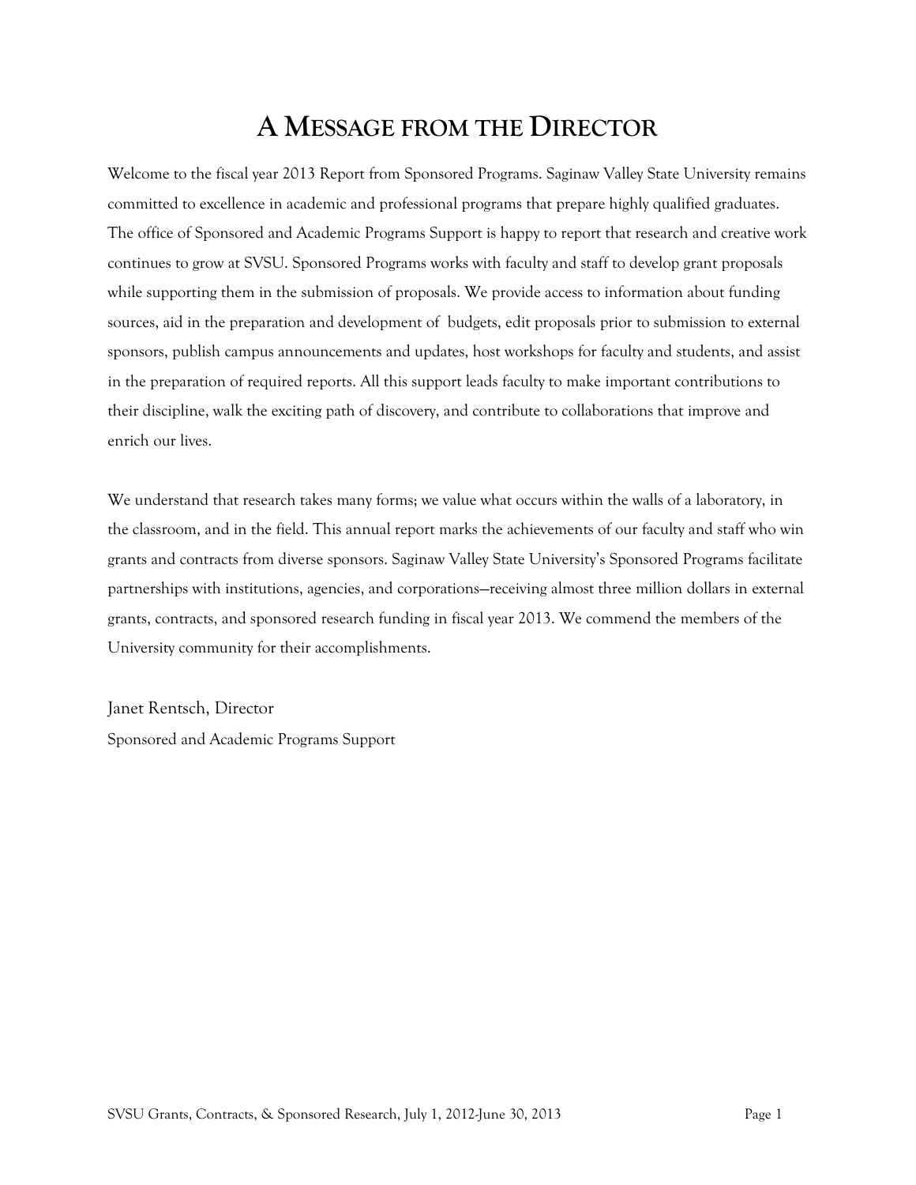# A Message from the Director

Welcome to the fiscal year 2013 Report from Sponsored Programs. Saginaw Valley State University remains committed to excellence in academic and professional programs that prepare highly qualified graduates. The office of Sponsored and Academic Programs Support is happy to report that research and creative work continues to grow at SVSU. Sponsored Programs works with faculty and staff to develop grant proposals while supporting them in the submission of proposals. We provide access to information about funding sources, aid in the preparation and development of budgets, edit proposals prior to submission to external sponsors, publish campus announcements and updates, host workshops for faculty and students, and assist in the preparation of required reports. All this support leads faculty to make important contributions to their discipline, walk the exciting path of discovery, and contribute to collaborations that improve and enrich our lives.

We understand that research takes many forms; we value what occurs within the walls of a laboratory, in the classroom, and in the field. This annual report marks the achievements of our faculty and staff who win grants and contracts from diverse sponsors. Saginaw Valley State University's Sponsored Programs facilitate partnerships with institutions, agencies, and corporations—receiving almost three million dollars in external grants, contracts, and sponsored research funding in fiscal year 2013. We commend the members of the University community for their accomplishments.

Janet Rentsch, Director

Sponsored and Academic Programs Support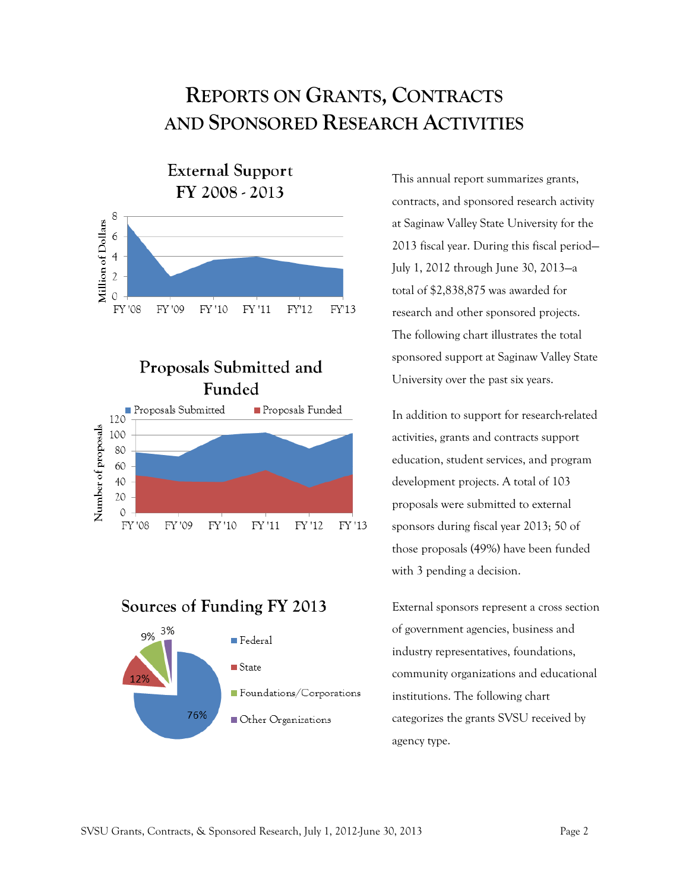# Reports on Grants, Contracts and Sponsored Research Activities

This annual report summarizes grants, contracts, and sponsored research activity at Saginaw Valley State University for the 2013 fiscal year. During this fiscal period—July 1, 2012 through June 30, 2013—a total of $2,838,875 was awarded for research and other sponsored projects. The following chart illustrates the total sponsored support at Saginaw Valley State University over the past six years.

**External Support FY 2008 - 2013**

In addition to support for research-related activities, grants and contracts support education, student services, and program development projects. A total of 103 proposals were submitted to external sponsors during fiscal year 2013; 50 of those proposals (49%) have been funded with 3 pending a decision.

**Proposals Submitted and Funded**

External sponsors represent a cross section of government agencies, business and industry representatives, foundations, community organizations and educational institutions. The following chart categorizes the grants SVSU received by agency type.

**Sources of Funding FY 2013**

| Source | Percent |
|---|---|
| Federal | 76% |
| State | 12% |
| Foundations/Corporations | 9% |
| Other Organizations | 3% |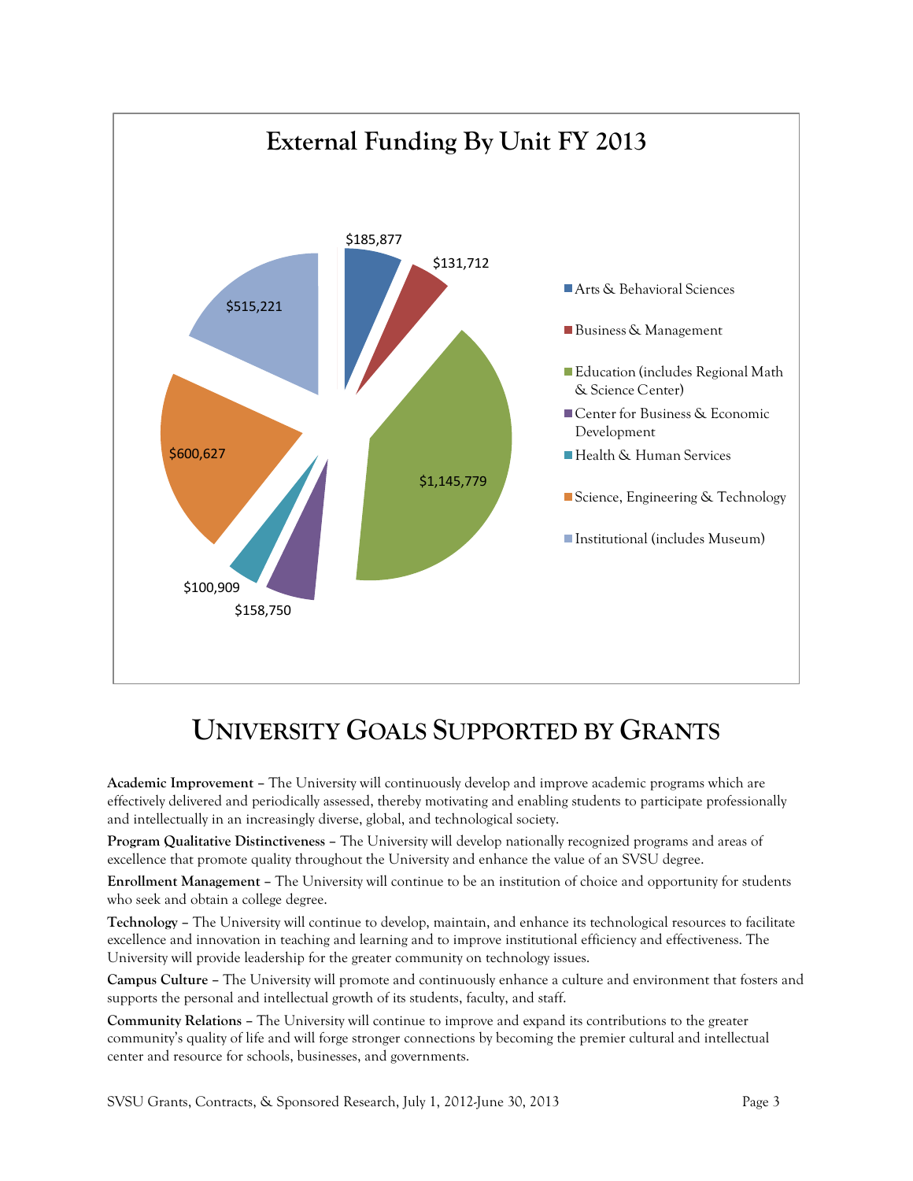## External Funding By Unit FY 2013

| Unit | Amount |
|---|---|
| Arts & Behavioral Sciences | $185,877 |
| Business & Management | $131,712 |
| Education (includes Regional Math & Science Center) | $1,145,779 |
| Center for Business & Economic Development | $158,750 |
| Health & Human Services | $100,909 |
| Science, Engineering & Technology | $600,627 |
| Institutional (includes Museum) | $515,221 |

# UNIVERSITY GOALS SUPPORTED BY GRANTS

**Academic Improvement** – The University will continuously develop and improve academic programs which are effectively delivered and periodically assessed, thereby motivating and enabling students to participate professionally and intellectually in an increasingly diverse, global, and technological society.

**Program Qualitative Distinctiveness** – The University will develop nationally recognized programs and areas of excellence that promote quality throughout the University and enhance the value of an SVSU degree.

**Enrollment Management** – The University will continue to be an institution of choice and opportunity for students who seek and obtain a college degree.

**Technology** – The University will continue to develop, maintain, and enhance its technological resources to facilitate excellence and innovation in teaching and learning and to improve institutional efficiency and effectiveness. The University will provide leadership for the greater community on technology issues.

**Campus Culture** – The University will promote and continuously enhance a culture and environment that fosters and supports the personal and intellectual growth of its students, faculty, and staff.

**Community Relations** – The University will continue to improve and expand its contributions to the greater community's quality of life and will forge stronger connections by becoming the premier cultural and intellectual center and resource for schools, businesses, and governments.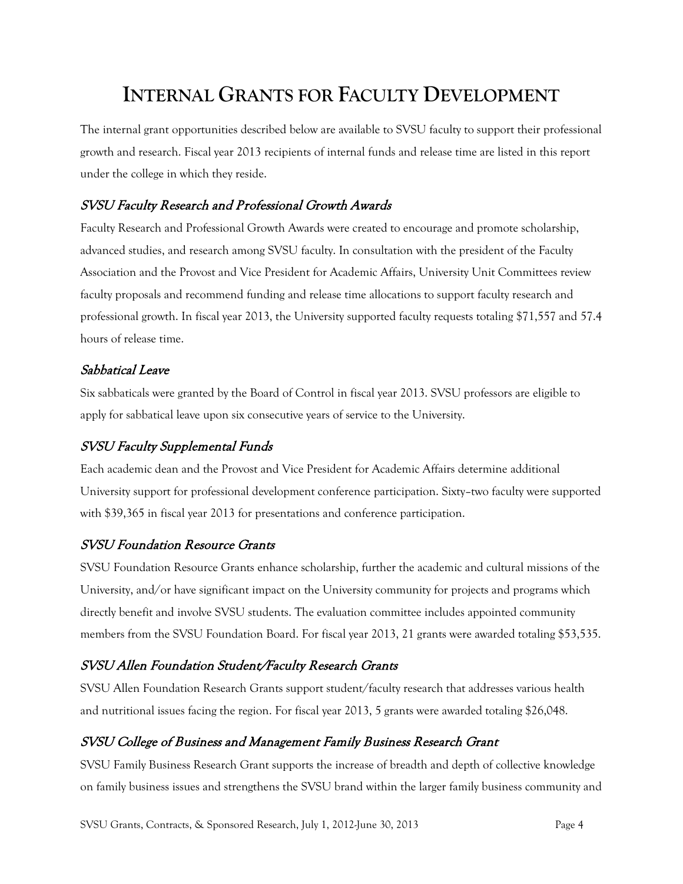# INTERNAL GRANTS FOR FACULTY DEVELOPMENT

The internal grant opportunities described below are available to SVSU faculty to support their professional growth and research. Fiscal year 2013 recipients of internal funds and release time are listed in this report under the college in which they reside.

### *SVSU Faculty Research and Professional Growth Awards*

Faculty Research and Professional Growth Awards were created to encourage and promote scholarship, advanced studies, and research among SVSU faculty. In consultation with the president of the Faculty Association and the Provost and Vice President for Academic Affairs, University Unit Committees review faculty proposals and recommend funding and release time allocations to support faculty research and professional growth. In fiscal year 2013, the University supported faculty requests totaling $71,557 and 57.4 hours of release time.

### *Sabbatical Leave*

Six sabbaticals were granted by the Board of Control in fiscal year 2013. SVSU professors are eligible to apply for sabbatical leave upon six consecutive years of service to the University.

### *SVSU Faculty Supplemental Funds*

Each academic dean and the Provost and Vice President for Academic Affairs determine additional University support for professional development conference participation. Sixty–two faculty were supported with $39,365 in fiscal year 2013 for presentations and conference participation.

### *SVSU Foundation Resource Grants*

SVSU Foundation Resource Grants enhance scholarship, further the academic and cultural missions of the University, and/or have significant impact on the University community for projects and programs which directly benefit and involve SVSU students. The evaluation committee includes appointed community members from the SVSU Foundation Board. For fiscal year 2013, 21 grants were awarded totaling $53,535.

### *SVSU Allen Foundation Student/Faculty Research Grants*

SVSU Allen Foundation Research Grants support student/faculty research that addresses various health and nutritional issues facing the region. For fiscal year 2013, 5 grants were awarded totaling $26,048.

### *SVSU College of Business and Management Family Business Research Grant*

SVSU Family Business Research Grant supports the increase of breadth and depth of collective knowledge on family business issues and strengthens the SVSU brand within the larger family business community and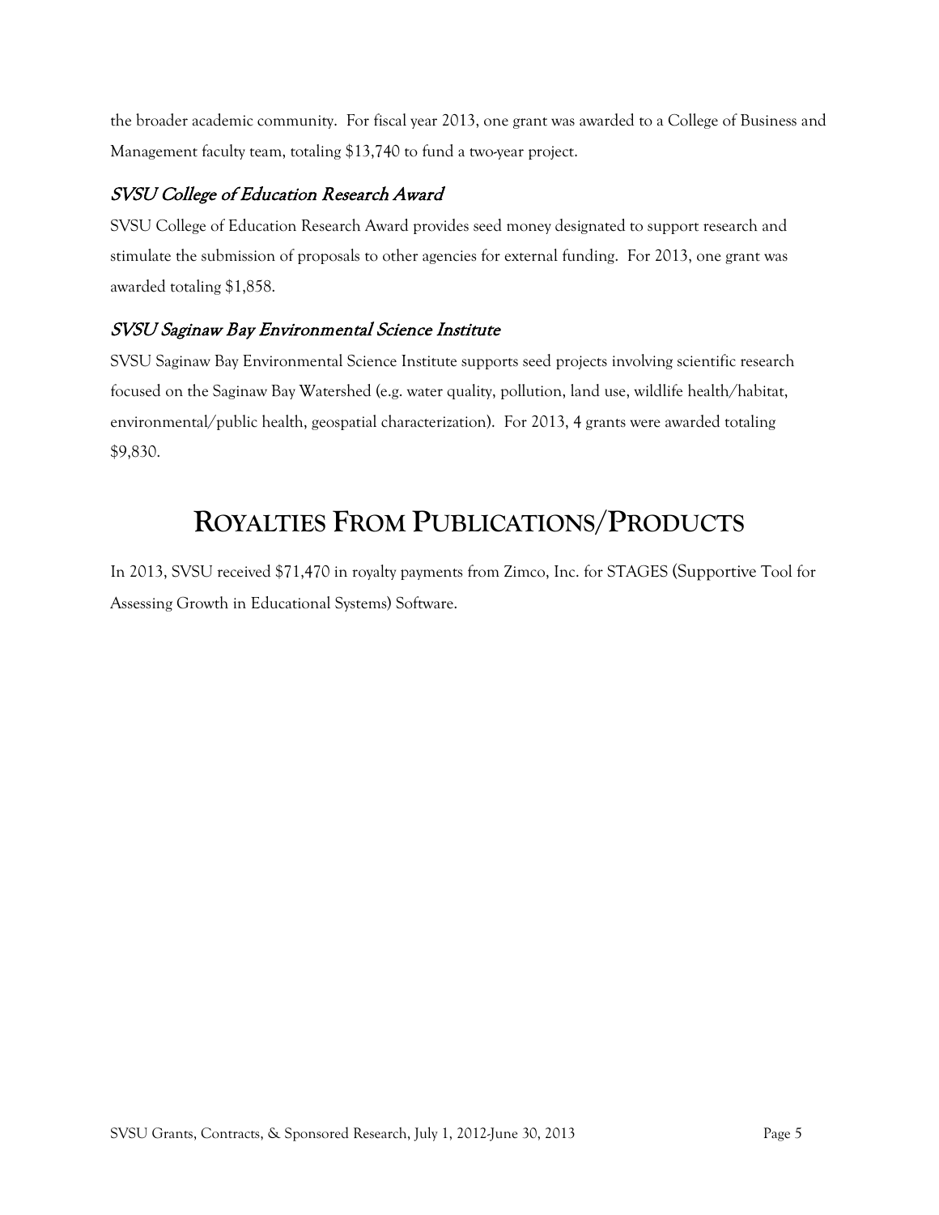the broader academic community. For fiscal year 2013, one grant was awarded to a College of Business and Management faculty team, totaling $13,740 to fund a two-year project.

### *SVSU College of Education Research Award*

SVSU College of Education Research Award provides seed money designated to support research and stimulate the submission of proposals to other agencies for external funding. For 2013, one grant was awarded totaling $1,858.

### *SVSU Saginaw Bay Environmental Science Institute*

SVSU Saginaw Bay Environmental Science Institute supports seed projects involving scientific research focused on the Saginaw Bay Watershed (e.g. water quality, pollution, land use, wildlife health/habitat, environmental/public health, geospatial characterization). For 2013, 4 grants were awarded totaling $9,830.

# ROYALTIES FROM PUBLICATIONS/PRODUCTS

In 2013, SVSU received $71,470 in royalty payments from Zimco, Inc. for STAGES (Supportive Tool for Assessing Growth in Educational Systems) Software.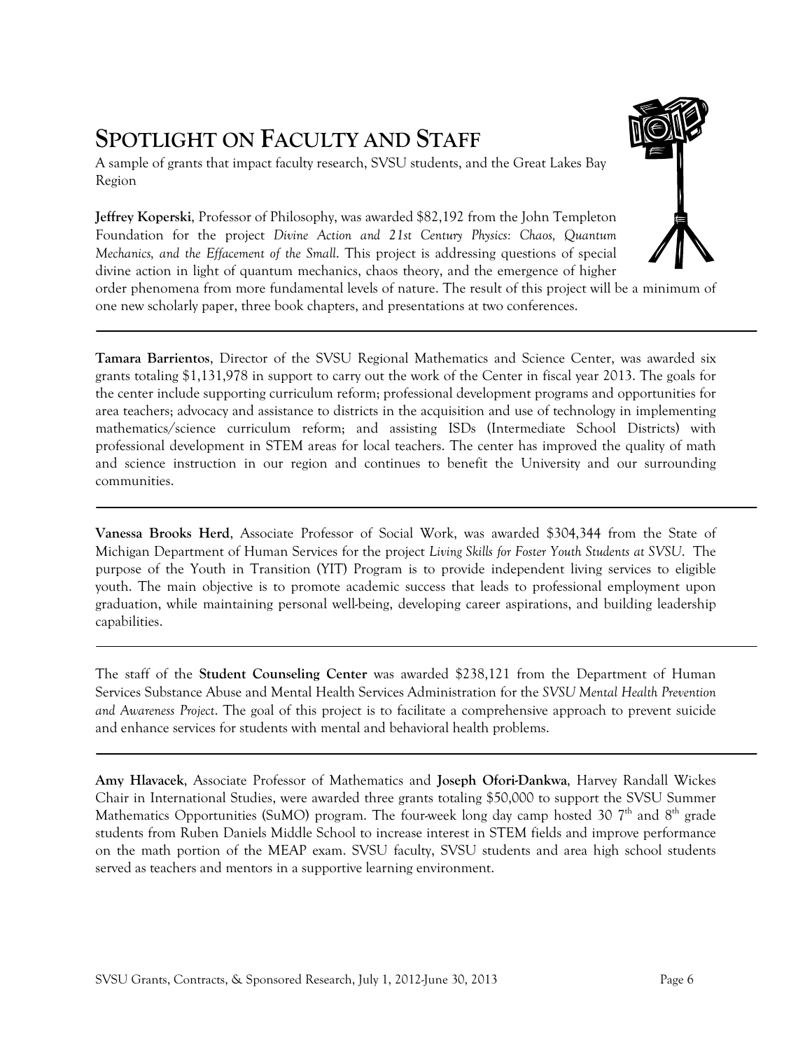# Spotlight on Faculty and Staff

A sample of grants that impact faculty research, SVSU students, and the Great Lakes Bay Region

**Jeffrey Koperski**, Professor of Philosophy, was awarded $82,192 from the John Templeton Foundation for the project *Divine Action and 21st Century Physics: Chaos, Quantum Mechanics, and the Effacement of the Small*. This project is addressing questions of special divine action in light of quantum mechanics, chaos theory, and the emergence of higher order phenomena from more fundamental levels of nature. The result of this project will be a minimum of one new scholarly paper, three book chapters, and presentations at two conferences.

---

**Tamara Barrientos**, Director of the SVSU Regional Mathematics and Science Center, was awarded six grants totaling $1,131,978 in support to carry out the work of the Center in fiscal year 2013. The goals for the center include supporting curriculum reform; professional development programs and opportunities for area teachers; advocacy and assistance to districts in the acquisition and use of technology in implementing mathematics/science curriculum reform; and assisting ISDs (Intermediate School Districts) with professional development in STEM areas for local teachers. The center has improved the quality of math and science instruction in our region and continues to benefit the University and our surrounding communities.

---

**Vanessa Brooks Herd**, Associate Professor of Social Work, was awarded $304,344 from the State of Michigan Department of Human Services for the project *Living Skills for Foster Youth Students at SVSU*. The purpose of the Youth in Transition (YIT) Program is to provide independent living services to eligible youth. The main objective is to promote academic success that leads to professional employment upon graduation, while maintaining personal well-being, developing career aspirations, and building leadership capabilities.

---

The staff of the **Student Counseling Center** was awarded $238,121 from the Department of Human Services Substance Abuse and Mental Health Services Administration for the *SVSU Mental Health Prevention and Awareness Project*. The goal of this project is to facilitate a comprehensive approach to prevent suicide and enhance services for students with mental and behavioral health problems.

---

**Amy Hlavacek**, Associate Professor of Mathematics and **Joseph Ofori-Dankwa**, Harvey Randall Wickes Chair in International Studies, were awarded three grants totaling $50,000 to support the SVSU Summer Mathematics Opportunities (SuMO) program. The four-week long day camp hosted 30 7th and 8th grade students from Ruben Daniels Middle School to increase interest in STEM fields and improve performance on the math portion of the MEAP exam. SVSU faculty, SVSU students and area high school students served as teachers and mentors in a supportive learning environment.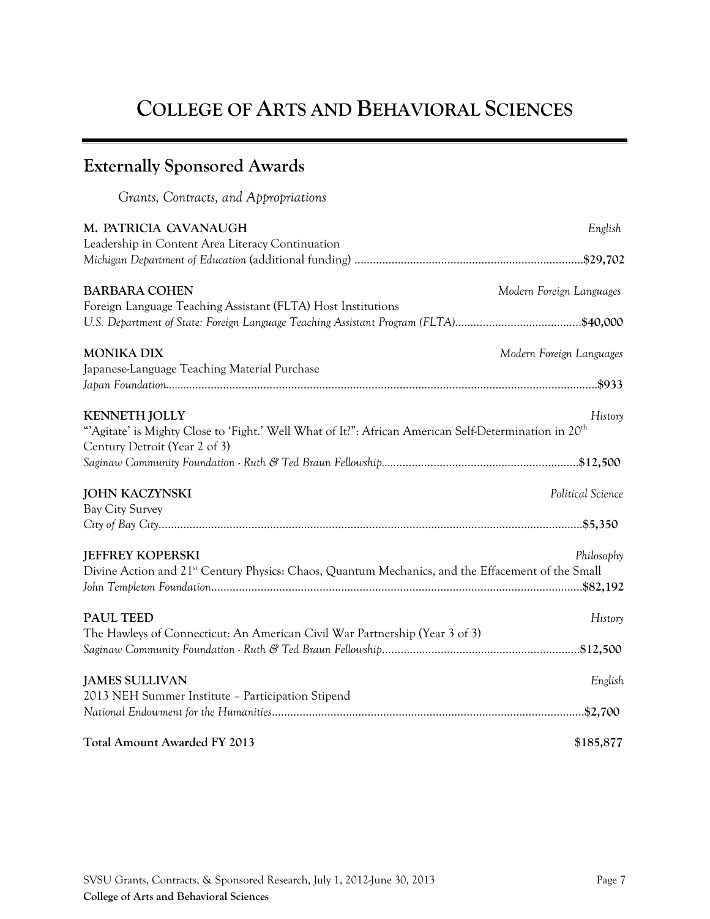# College of Arts and Behavioral Sciences

## Externally Sponsored Awards

*Grants, Contracts, and Appropriations*

**M. PATRICIA CAVANAUGH** — *English*
Leadership in Content Area Literacy Continuation
*Michigan Department of Education* (additional funding) ........................................ **$29,702**

**BARBARA COHEN** — *Modern Foreign Languages*
Foreign Language Teaching Assistant (FLTA) Host Institutions
*U.S. Department of State: Foreign Language Teaching Assistant Program (FLTA)*........................................ **$40,000**

**MONIKA DIX** — *Modern Foreign Languages*
Japanese-Language Teaching Material Purchase
*Japan Foundation*........................................ **$933**

**KENNETH JOLLY** — *History*
"'Agitate' is Mighty Close to 'Fight.' Well What of It?": African American Self-Determination in 20th Century Detroit (Year 2 of 3)
*Saginaw Community Foundation - Ruth & Ted Braun Fellowship*........................................ **$12,500**

**JOHN KACZYNSKI** — *Political Science*
Bay City Survey
*City of Bay City*........................................ **$5,350**

**JEFFREY KOPERSKI** — *Philosophy*
Divine Action and 21st Century Physics: Chaos, Quantum Mechanics, and the Effacement of the Small
*John Templeton Foundation*........................................ **$82,192**

**PAUL TEED** — *History*
The Hawleys of Connecticut: An American Civil War Partnership (Year 3 of 3)
*Saginaw Community Foundation - Ruth & Ted Braun Fellowship*........................................ **$12,500**

**JAMES SULLIVAN** — *English*
2013 NEH Summer Institute – Participation Stipend
*National Endowment for the Humanities*........................................ **$2,700**

**Total Amount Awarded FY 2013** **$185,877**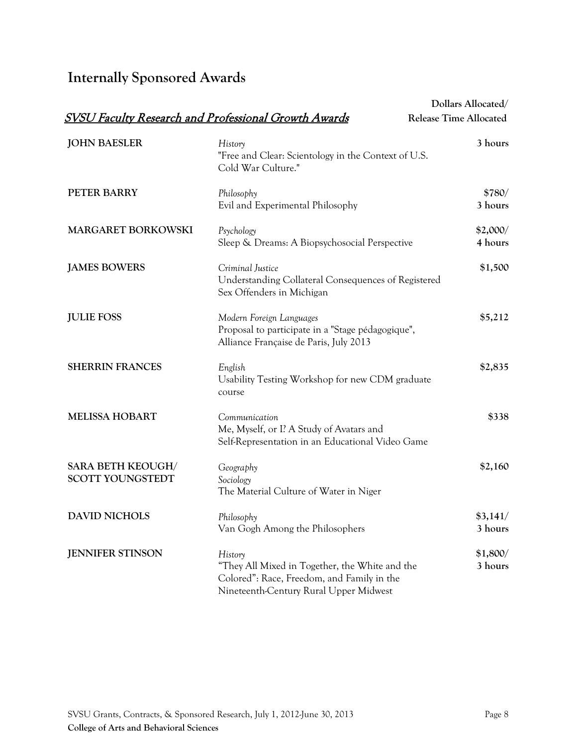# Internally Sponsored Awards

| *SVSU Faculty Research and Professional Growth Awards* | | Dollars Allocated/ Release Time Allocated |
|---|---|---|
| **JOHN BAESLER** | *History*<br>"Free and Clear: Scientology in the Context of U.S. Cold War Culture." | 3 hours |
| **PETER BARRY** | *Philosophy*<br>Evil and Experimental Philosophy | $780/<br>3 hours |
| **MARGARET BORKOWSKI** | *Psychology*<br>Sleep & Dreams: A Biopsychosocial Perspective | $2,000/<br>4 hours |
| **JAMES BOWERS** | *Criminal Justice*<br>Understanding Collateral Consequences of Registered Sex Offenders in Michigan | $1,500 |
| **JULIE FOSS** | *Modern Foreign Languages*<br>Proposal to participate in a "Stage pédagogique", Alliance Française de Paris, July 2013 | $5,212 |
| **SHERRIN FRANCES** | *English*<br>Usability Testing Workshop for new CDM graduate course | $2,835 |
| **MELISSA HOBART** | *Communication*<br>Me, Myself, or I? A Study of Avatars and Self-Representation in an Educational Video Game | $338 |
| **SARA BETH KEOUGH/**<br>**SCOTT YOUNGSTEDT** | *Geography*<br>*Sociology*<br>The Material Culture of Water in Niger | $2,160 |
| **DAVID NICHOLS** | *Philosophy*<br>Van Gogh Among the Philosophers | $3,141/<br>3 hours |
| **JENNIFER STINSON** | *History*<br>"They All Mixed in Together, the White and the Colored": Race, Freedom, and Family in the Nineteenth-Century Rural Upper Midwest | $1,800/<br>3 hours |

**College of Arts and Behavioral Sciences**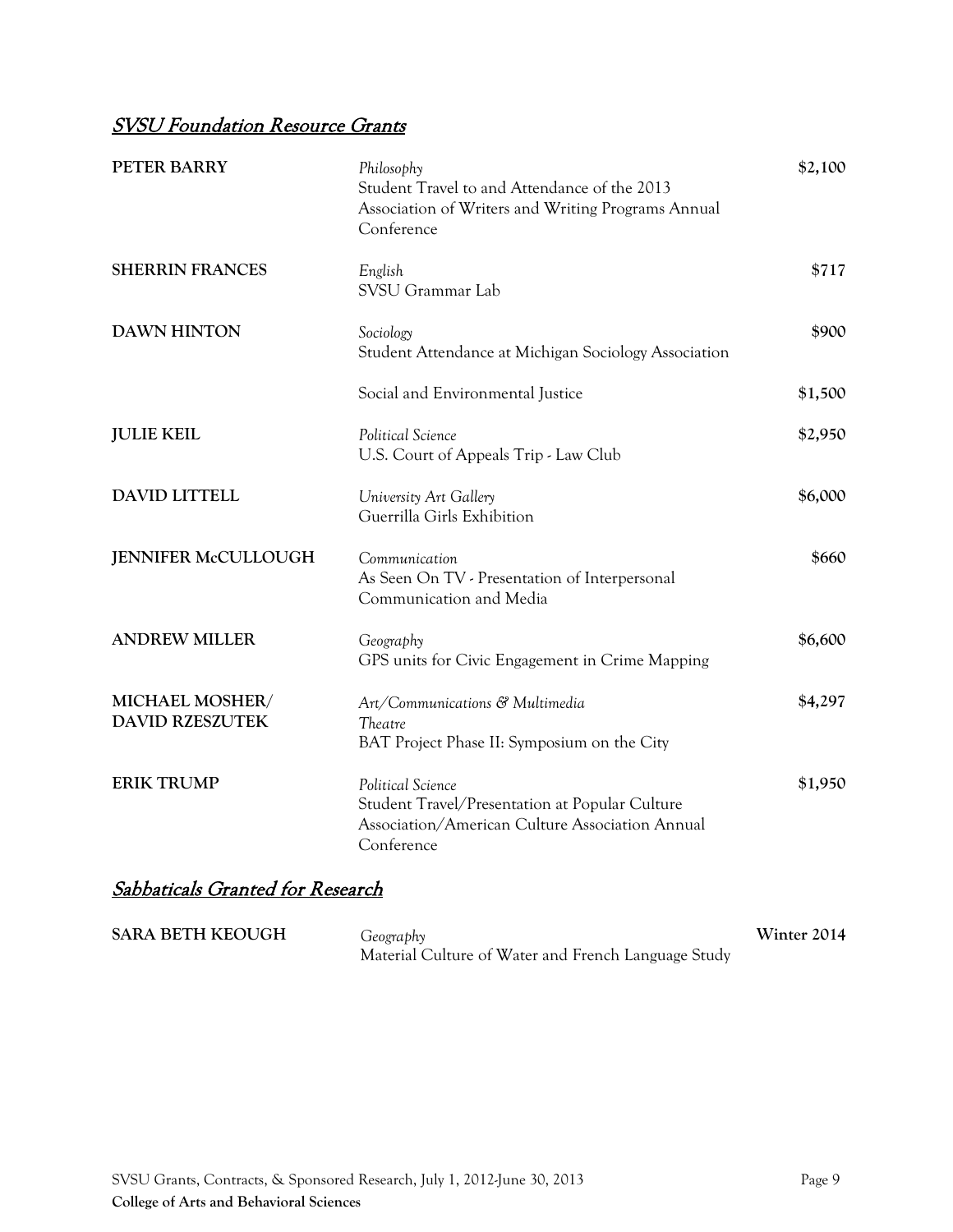## SVSU Foundation Resource Grants

| Name | Department / Project | Amount |
|---|---|---|
| **PETER BARRY** | *Philosophy*<br>Student Travel to and Attendance of the 2013 Association of Writers and Writing Programs Annual Conference | **$2,100** |
| **SHERRIN FRANCES** | *English*<br>SVSU Grammar Lab | **$717** |
| **DAWN HINTON** | *Sociology*<br>Student Attendance at Michigan Sociology Association | **$900** |
| | Social and Environmental Justice | **$1,500** |
| **JULIE KEIL** | *Political Science*<br>U.S. Court of Appeals Trip - Law Club | **$2,950** |
| **DAVID LITTELL** | *University Art Gallery*<br>Guerrilla Girls Exhibition | **$6,000** |
| **JENNIFER McCULLOUGH** | *Communication*<br>As Seen On TV - Presentation of Interpersonal Communication and Media | **$660** |
| **ANDREW MILLER** | *Geography*<br>GPS units for Civic Engagement in Crime Mapping | **$6,600** |
| **MICHAEL MOSHER/ DAVID RZESZUTEK** | *Art/Communications & Multimedia*<br>*Theatre*<br>BAT Project Phase II: Symposium on the City | **$4,297** |
| **ERIK TRUMP** | *Political Science*<br>Student Travel/Presentation at Popular Culture Association/American Culture Association Annual Conference | **$1,950** |

## Sabbaticals Granted for Research

| Name | Department / Project | Term |
|---|---|---|
| **SARA BETH KEOUGH** | *Geography*<br>Material Culture of Water and French Language Study | **Winter 2014** |

**College of Arts and Behavioral Sciences**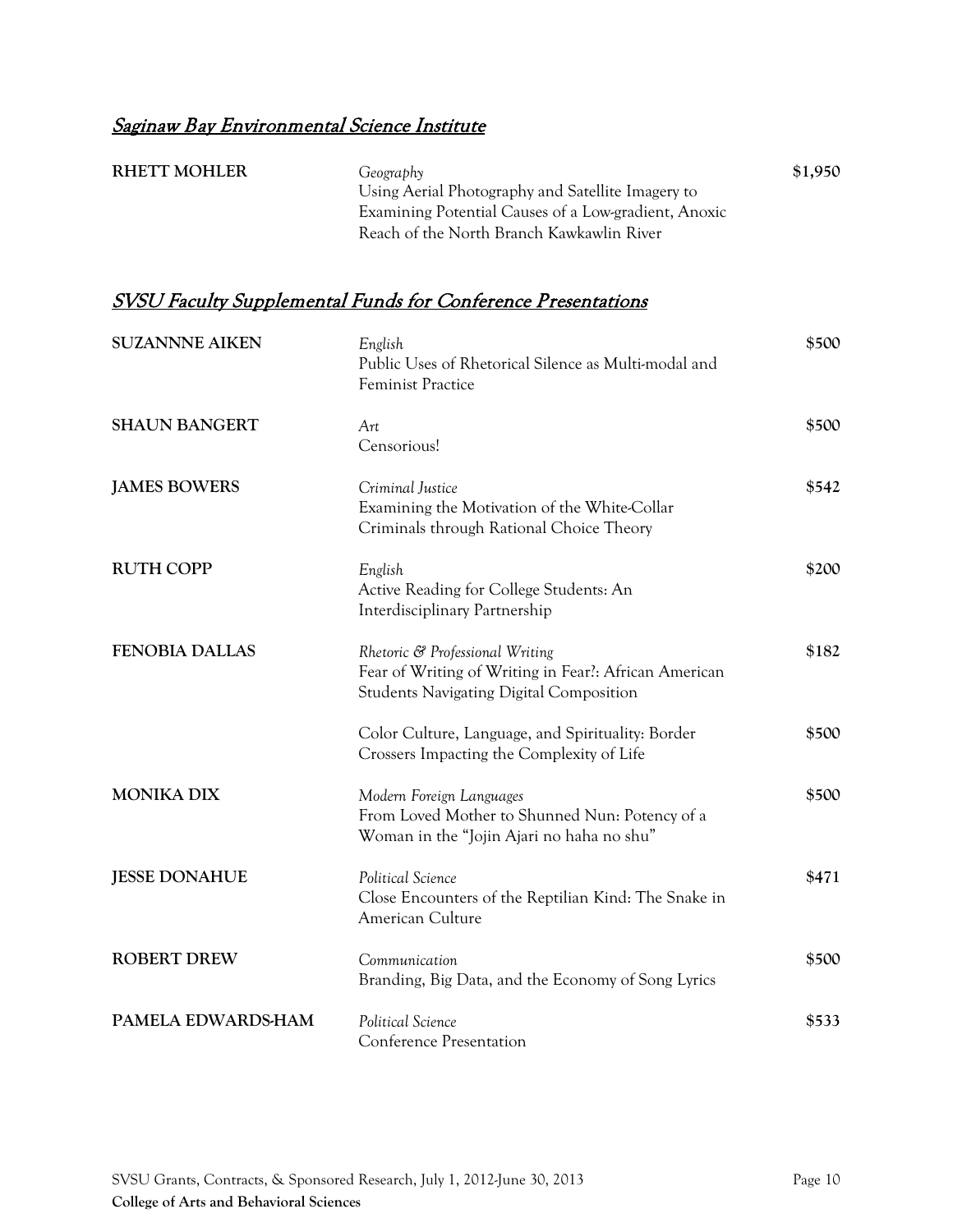## Saginaw Bay Environmental Science Institute

| | | |
|---|---|---|
| **RHETT MOHLER** | *Geography*<br>Using Aerial Photography and Satellite Imagery to Examining Potential Causes of a Low-gradient, Anoxic Reach of the North Branch Kawkawlin River | **$1,950** |

## SVSU Faculty Supplemental Funds for Conference Presentations

| | | |
|---|---|---|
| **SUZANNNE AIKEN** | *English*<br>Public Uses of Rhetorical Silence as Multi-modal and Feminist Practice | **$500** |
| **SHAUN BANGERT** | *Art*<br>Censorious! | **$500** |
| **JAMES BOWERS** | *Criminal Justice*<br>Examining the Motivation of the White-Collar Criminals through Rational Choice Theory | **$542** |
| **RUTH COPP** | *English*<br>Active Reading for College Students: An Interdisciplinary Partnership | **$200** |
| **FENOBIA DALLAS** | *Rhetoric & Professional Writing*<br>Fear of Writing of Writing in Fear?: African American Students Navigating Digital Composition | **$182** |
| | Color Culture, Language, and Spirituality: Border Crossers Impacting the Complexity of Life | **$500** |
| **MONIKA DIX** | *Modern Foreign Languages*<br>From Loved Mother to Shunned Nun: Potency of a Woman in the "Jojin Ajari no haha no shu" | **$500** |
| **JESSE DONAHUE** | *Political Science*<br>Close Encounters of the Reptilian Kind: The Snake in American Culture | **$471** |
| **ROBERT DREW** | *Communication*<br>Branding, Big Data, and the Economy of Song Lyrics | **$500** |
| **PAMELA EDWARDS-HAM** | *Political Science*<br>Conference Presentation | **$533** |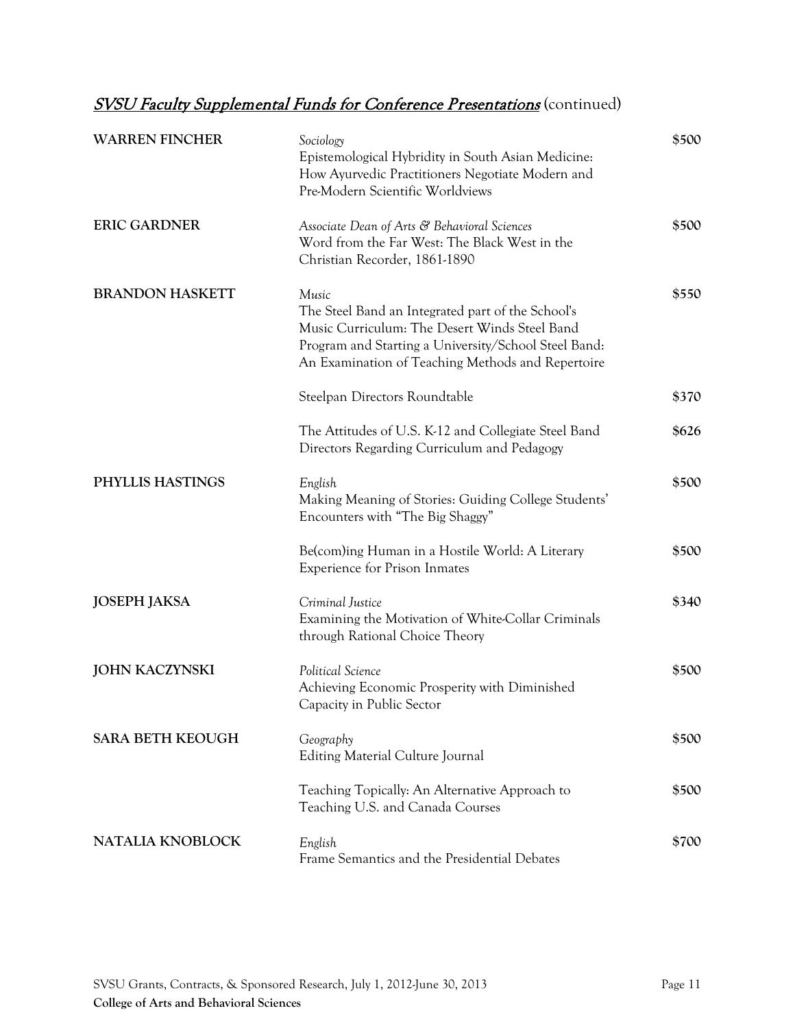## *SVSU Faculty Supplemental Funds for Conference Presentations* (continued)

| | | |
|---|---|---|
| **WARREN FINCHER** | *Sociology*<br>Epistemological Hybridity in South Asian Medicine: How Ayurvedic Practitioners Negotiate Modern and Pre-Modern Scientific Worldviews | $500 |
| **ERIC GARDNER** | *Associate Dean of Arts & Behavioral Sciences*<br>Word from the Far West: The Black West in the Christian Recorder, 1861-1890 | $500 |
| **BRANDON HASKETT** | *Music*<br>The Steel Band an Integrated part of the School's Music Curriculum: The Desert Winds Steel Band Program and Starting a University/School Steel Band: An Examination of Teaching Methods and Repertoire | $550 |
| | Steelpan Directors Roundtable | $370 |
| | The Attitudes of U.S. K-12 and Collegiate Steel Band Directors Regarding Curriculum and Pedagogy | $626 |
| **PHYLLIS HASTINGS** | *English*<br>Making Meaning of Stories: Guiding College Students' Encounters with "The Big Shaggy" | $500 |
| | Be(com)ing Human in a Hostile World: A Literary Experience for Prison Inmates | $500 |
| **JOSEPH JAKSA** | *Criminal Justice*<br>Examining the Motivation of White-Collar Criminals through Rational Choice Theory | $340 |
| **JOHN KACZYNSKI** | *Political Science*<br>Achieving Economic Prosperity with Diminished Capacity in Public Sector | $500 |
| **SARA BETH KEOUGH** | *Geography*<br>Editing Material Culture Journal | $500 |
| | Teaching Topically: An Alternative Approach to Teaching U.S. and Canada Courses | $500 |
| **NATALIA KNOBLOCK** | *English*<br>Frame Semantics and the Presidential Debates | $700 |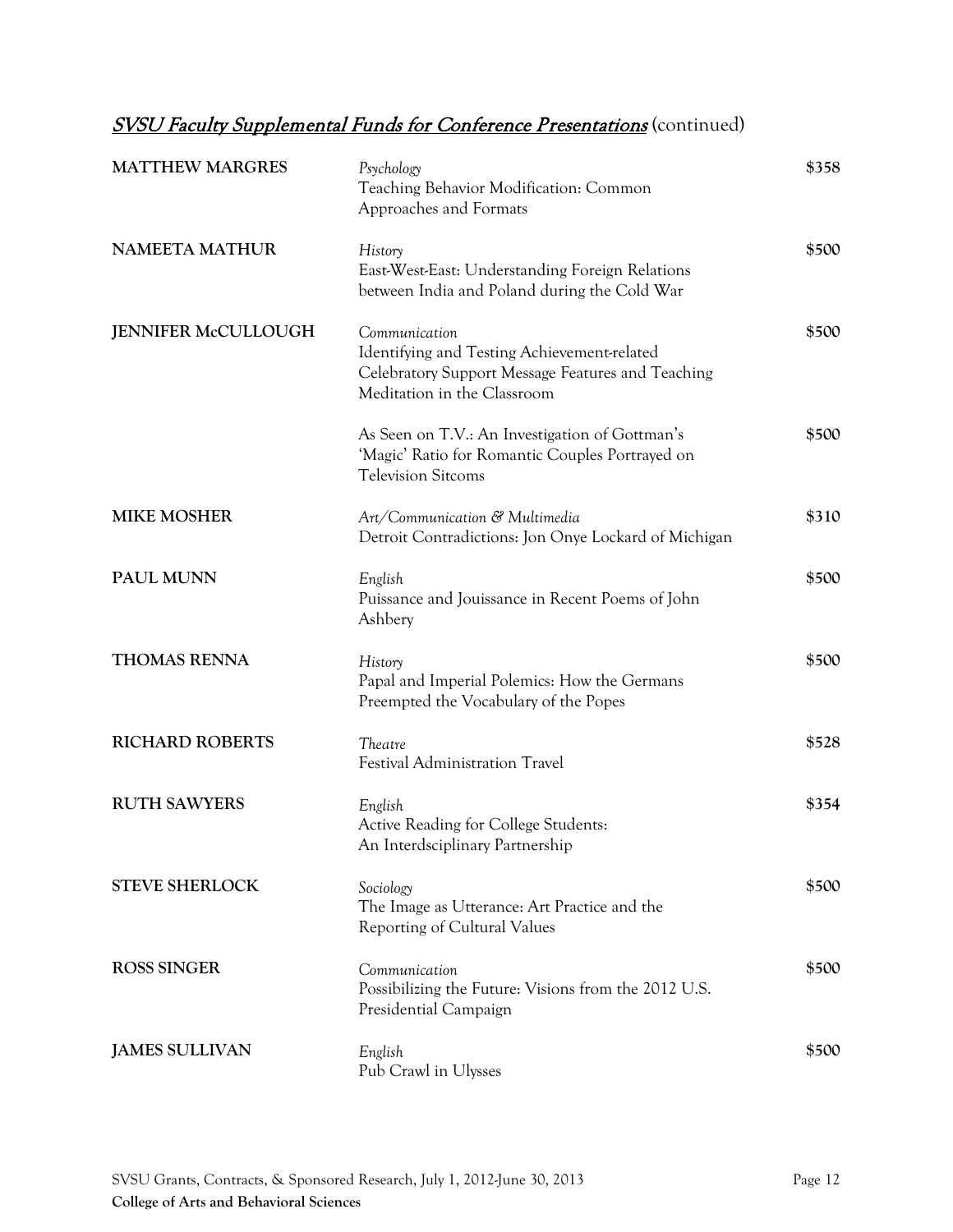## *SVSU Faculty Supplemental Funds for Conference Presentations* (continued)

| | | |
|---|---|---|
| **MATTHEW MARGRES** | *Psychology*<br>Teaching Behavior Modification: Common Approaches and Formats | $358 |
| **NAMEETA MATHUR** | *History*<br>East-West-East: Understanding Foreign Relations between India and Poland during the Cold War | $500 |
| **JENNIFER McCULLOUGH** | *Communication*<br>Identifying and Testing Achievement-related Celebratory Support Message Features and Teaching Meditation in the Classroom | $500 |
| | As Seen on T.V.: An Investigation of Gottman's 'Magic' Ratio for Romantic Couples Portrayed on Television Sitcoms | $500 |
| **MIKE MOSHER** | *Art/Communication & Multimedia*<br>Detroit Contradictions: Jon Onye Lockard of Michigan | $310 |
| **PAUL MUNN** | *English*<br>Puissance and Jouissance in Recent Poems of John Ashbery | $500 |
| **THOMAS RENNA** | *History*<br>Papal and Imperial Polemics: How the Germans Preempted the Vocabulary of the Popes | $500 |
| **RICHARD ROBERTS** | *Theatre*<br>Festival Administration Travel | $528 |
| **RUTH SAWYERS** | *English*<br>Active Reading for College Students: An Interdsciplinary Partnership | $354 |
| **STEVE SHERLOCK** | *Sociology*<br>The Image as Utterance: Art Practice and the Reporting of Cultural Values | $500 |
| **ROSS SINGER** | *Communication*<br>Possibilizing the Future: Visions from the 2012 U.S. Presidential Campaign | $500 |
| **JAMES SULLIVAN** | *English*<br>Pub Crawl in Ulysses | $500 |

SVSU Grants, Contracts, & Sponsored Research, July 1, 2012-June 30, 2013

**College of Arts and Behavioral Sciences**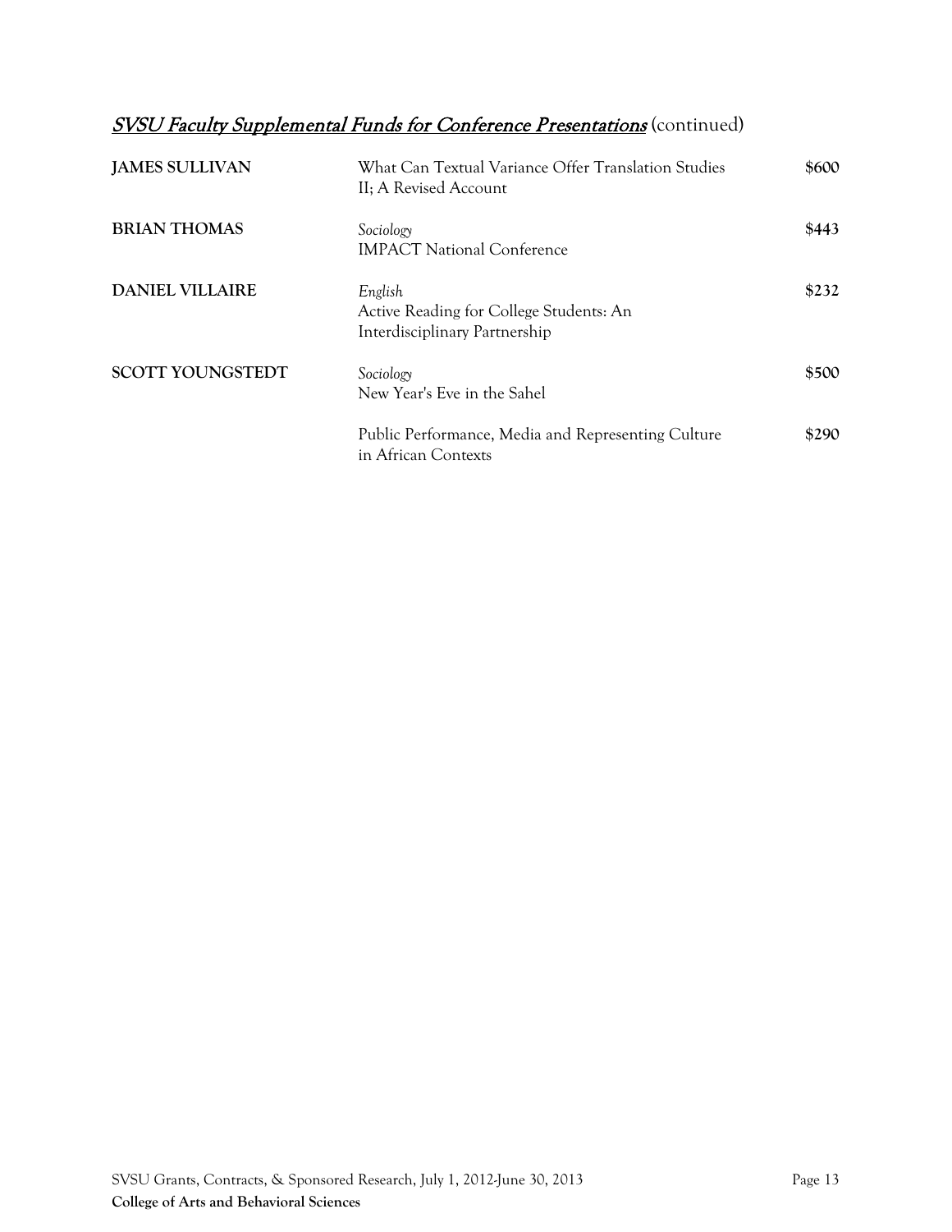## *SVSU Faculty Supplemental Funds for Conference Presentations* (continued)

| | | |
|---|---|---|
| **JAMES SULLIVAN** | What Can Textual Variance Offer Translation Studies II; A Revised Account | **$600** |
| **BRIAN THOMAS** | *Sociology*<br>IMPACT National Conference | **$443** |
| **DANIEL VILLAIRE** | *English*<br>Active Reading for College Students: An Interdisciplinary Partnership | **$232** |
| **SCOTT YOUNGSTEDT** | *Sociology*<br>New Year's Eve in the Sahel | **$500** |
| | Public Performance, Media and Representing Culture in African Contexts | **$290** |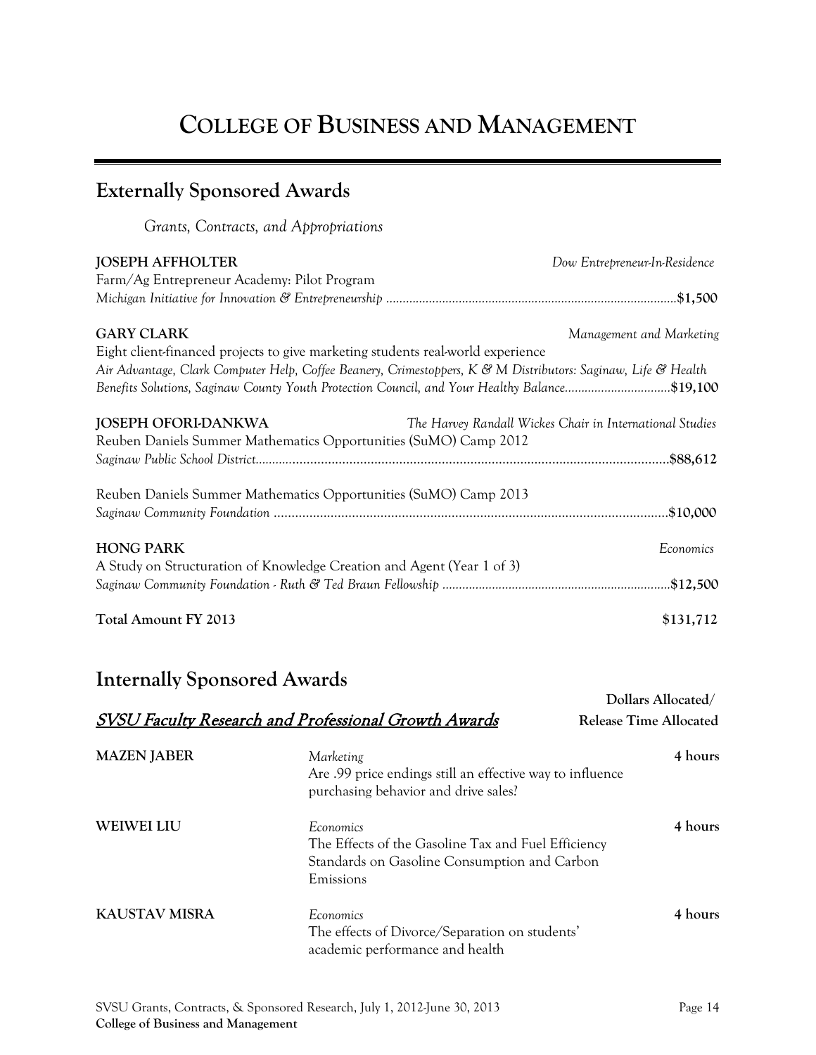# College of Business and Management

## Externally Sponsored Awards

*Grants, Contracts, and Appropriations*

**JOSEPH AFFHOLTER** — *Dow Entrepreneur-In-Residence*

Farm/Ag Entrepreneur Academy: Pilot Program

*Michigan Initiative for Innovation & Entrepreneurship* ....................................... **$1,500**

**GARY CLARK** — *Management and Marketing*

Eight client-financed projects to give marketing students real-world experience

*Air Advantage, Clark Computer Help, Coffee Beanery, Crimestoppers, K & M Distributors: Saginaw, Life & Health Benefits Solutions, Saginaw County Youth Protection Council, and Your Healthy Balance* ....................................... **$19,100**

**JOSEPH OFORI-DANKWA** — *The Harvey Randall Wickes Chair in International Studies*

Reuben Daniels Summer Mathematics Opportunities (SuMO) Camp 2012

*Saginaw Public School District* ....................................... **$88,612**

Reuben Daniels Summer Mathematics Opportunities (SuMO) Camp 2013

*Saginaw Community Foundation* ....................................... **$10,000**

**HONG PARK** — *Economics*

A Study on Structuration of Knowledge Creation and Agent (Year 1 of 3)

*Saginaw Community Foundation - Ruth & Ted Braun Fellowship* ....................................... **$12,500**

**Total Amount FY 2013** — **$131,712**

## Internally Sponsored Awards

### SVSU Faculty Research and Professional Growth Awards

| Name | Department / Project | Dollars Allocated/ Release Time Allocated |
|---|---|---|
| **MAZEN JABER** | *Marketing*<br>Are .99 price endings still an effective way to influence purchasing behavior and drive sales? | **4 hours** |
| **WEIWEI LIU** | *Economics*<br>The Effects of the Gasoline Tax and Fuel Efficiency Standards on Gasoline Consumption and Carbon Emissions | **4 hours** |
| **KAUSTAV MISRA** | *Economics*<br>The effects of Divorce/Separation on students' academic performance and health | **4 hours** |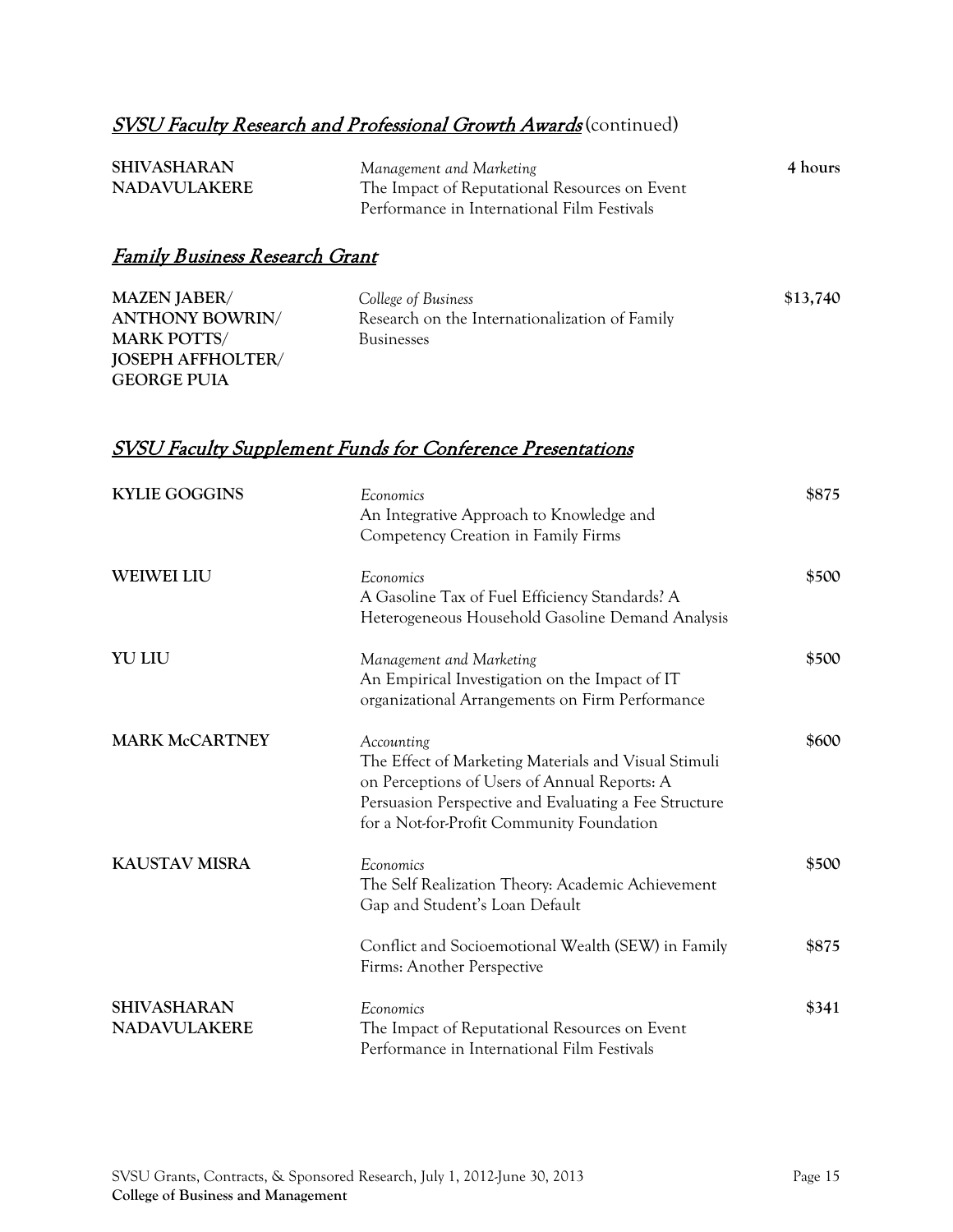## *SVSU Faculty Research and Professional Growth Awards* (continued)

| | | |
|---|---|---|
| **SHIVASHARAN NADAVULAKERE** | *Management and Marketing*<br>The Impact of Reputational Resources on Event Performance in International Film Festivals | **4 hours** |

## *Family Business Research Grant*

| | | |
|---|---|---|
| **MAZEN JABER/ ANTHONY BOWRIN/ MARK POTTS/ JOSEPH AFFHOLTER/ GEORGE PUIA** | *College of Business*<br>Research on the Internationalization of Family Businesses | **$13,740** |

## *SVSU Faculty Supplement Funds for Conference Presentations*

| | | |
|---|---|---|
| **KYLIE GOGGINS** | *Economics*<br>An Integrative Approach to Knowledge and Competency Creation in Family Firms | **$875** |
| **WEIWEI LIU** | *Economics*<br>A Gasoline Tax of Fuel Efficiency Standards? A Heterogeneous Household Gasoline Demand Analysis | **$500** |
| **YU LIU** | *Management and Marketing*<br>An Empirical Investigation on the Impact of IT organizational Arrangements on Firm Performance | **$500** |
| **MARK McCARTNEY** | *Accounting*<br>The Effect of Marketing Materials and Visual Stimuli on Perceptions of Users of Annual Reports: A Persuasion Perspective and Evaluating a Fee Structure for a Not-for-Profit Community Foundation | **$600** |
| **KAUSTAV MISRA** | *Economics*<br>The Self Realization Theory: Academic Achievement Gap and Student's Loan Default | **$500** |
| | Conflict and Socioemotional Wealth (SEW) in Family Firms: Another Perspective | **$875** |
| **SHIVASHARAN NADAVULAKERE** | *Economics*<br>The Impact of Reputational Resources on Event Performance in International Film Festivals | **$341** |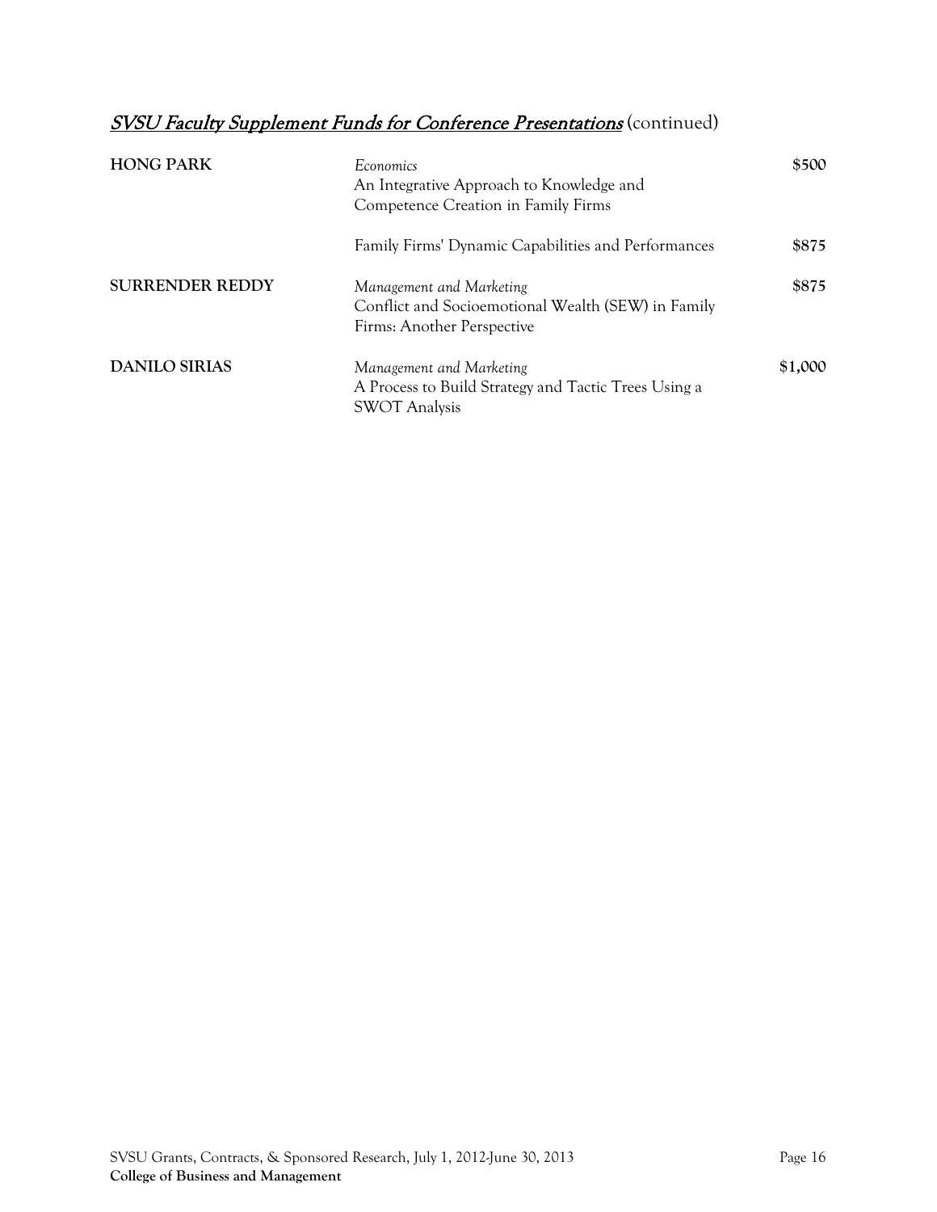## ***SVSU Faculty Supplement Funds for Conference Presentations*** (continued)

| | | |
|---|---|---|
| **HONG PARK** | *Economics*<br>An Integrative Approach to Knowledge and Competence Creation in Family Firms | **$500** |
| | Family Firms' Dynamic Capabilities and Performances | **$875** |
| **SURRENDER REDDY** | *Management and Marketing*<br>Conflict and Socioemotional Wealth (SEW) in Family Firms: Another Perspective | **$875** |
| **DANILO SIRIAS** | *Management and Marketing*<br>A Process to Build Strategy and Tactic Trees Using a SWOT Analysis | **$1,000** |

**College of Business and Management**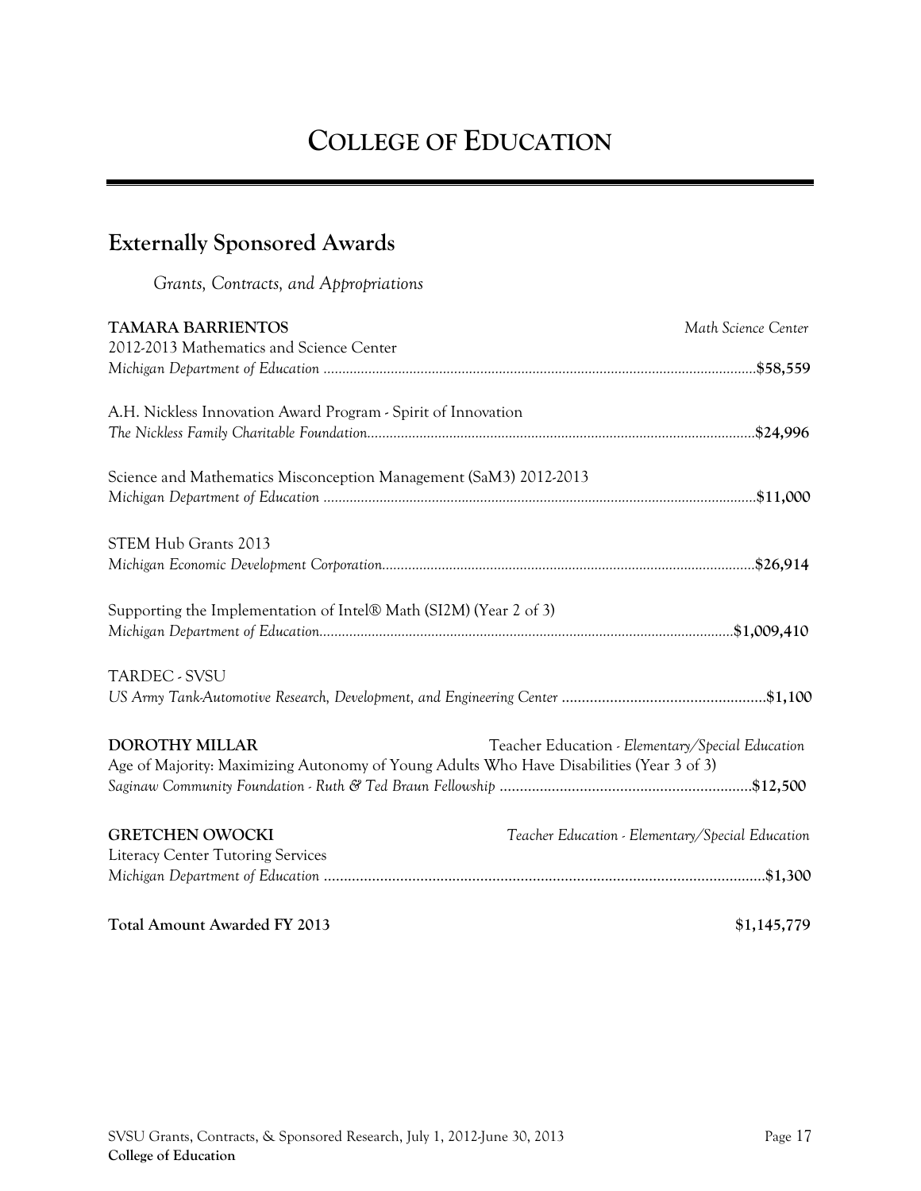# College of Education

## Externally Sponsored Awards

*Grants, Contracts, and Appropriations*

**TAMARA BARRIENTOS** *Math Science Center*

2012-2013 Mathematics and Science Center
*Michigan Department of Education* .................................................. **$58,559**

A.H. Nickless Innovation Award Program - Spirit of Innovation
*The Nickless Family Charitable Foundation*.................................................. **$24,996**

Science and Mathematics Misconception Management (SaM3) 2012-2013
*Michigan Department of Education* .................................................. **$11,000**

STEM Hub Grants 2013
*Michigan Economic Development Corporation*.................................................. **$26,914**

Supporting the Implementation of Intel® Math (SI2M) (Year 2 of 3)
*Michigan Department of Education*.................................................. **$1,009,410**

TARDEC - SVSU
*US Army Tank-Automotive Research, Development, and Engineering Center* .................................................. **$1,100**

**DOROTHY MILLAR** Teacher Education - *Elementary/Special Education*

Age of Majority: Maximizing Autonomy of Young Adults Who Have Disabilities (Year 3 of 3)
*Saginaw Community Foundation - Ruth & Ted Braun Fellowship* .................................................. **$12,500**

**GRETCHEN OWOCKI** *Teacher Education - Elementary/Special Education*

Literacy Center Tutoring Services
*Michigan Department of Education* .................................................. **$1,300**

**Total Amount Awarded FY 2013** **$1,145,779**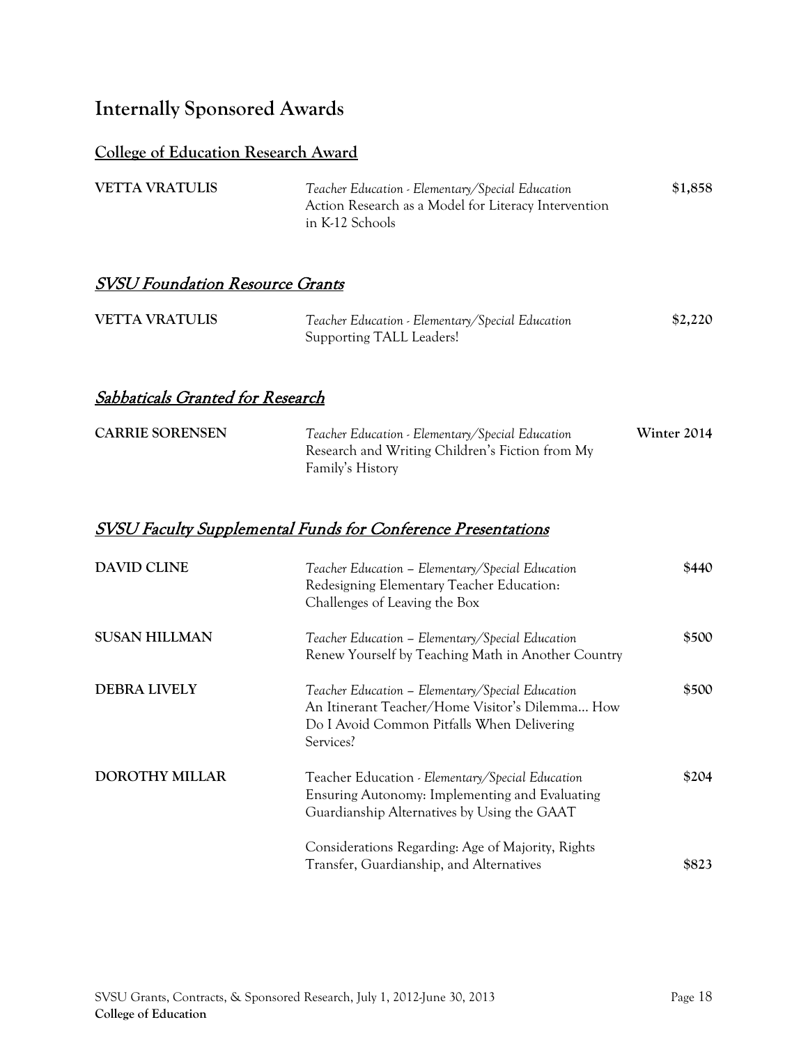# Internally Sponsored Awards

## College of Education Research Award

| | | |
|---|---|---|
| **VETTA VRATULIS** | *Teacher Education - Elementary/Special Education*<br>Action Research as a Model for Literacy Intervention in K-12 Schools | **$1,858** |

## *SVSU Foundation Resource Grants*

| | | |
|---|---|---|
| **VETTA VRATULIS** | *Teacher Education - Elementary/Special Education*<br>Supporting TALL Leaders! | **$2,220** |

## *Sabbaticals Granted for Research*

| | | |
|---|---|---|
| **CARRIE SORENSEN** | *Teacher Education - Elementary/Special Education*<br>Research and Writing Children's Fiction from My Family's History | **Winter 2014** |

## *SVSU Faculty Supplemental Funds for Conference Presentations*

| | | |
|---|---|---|
| **DAVID CLINE** | *Teacher Education – Elementary/Special Education*<br>Redesigning Elementary Teacher Education: Challenges of Leaving the Box | **$440** |
| **SUSAN HILLMAN** | *Teacher Education – Elementary/Special Education*<br>Renew Yourself by Teaching Math in Another Country | **$500** |
| **DEBRA LIVELY** | *Teacher Education – Elementary/Special Education*<br>An Itinerant Teacher/Home Visitor's Dilemma… How Do I Avoid Common Pitfalls When Delivering Services? | **$500** |
| **DOROTHY MILLAR** | Teacher Education - *Elementary/Special Education*<br>Ensuring Autonomy: Implementing and Evaluating Guardianship Alternatives by Using the GAAT | **$204** |
| | Considerations Regarding: Age of Majority, Rights Transfer, Guardianship, and Alternatives | **$823** |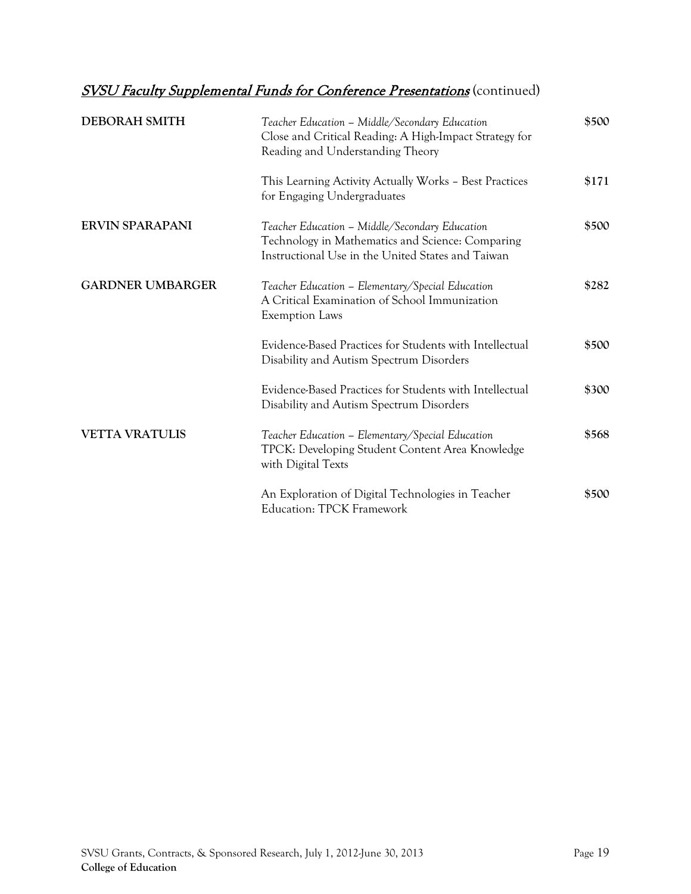## *SVSU Faculty Supplemental Funds for Conference Presentations* (continued)

| | | |
|---|---|---|
| **DEBORAH SMITH** | *Teacher Education – Middle/Secondary Education*<br>Close and Critical Reading: A High-Impact Strategy for Reading and Understanding Theory | $500 |
| | This Learning Activity Actually Works – Best Practices for Engaging Undergraduates | $171 |
| **ERVIN SPARAPANI** | *Teacher Education – Middle/Secondary Education*<br>Technology in Mathematics and Science: Comparing Instructional Use in the United States and Taiwan | $500 |
| **GARDNER UMBARGER** | *Teacher Education – Elementary/Special Education*<br>A Critical Examination of School Immunization Exemption Laws | $282 |
| | Evidence-Based Practices for Students with Intellectual Disability and Autism Spectrum Disorders | $500 |
| | Evidence-Based Practices for Students with Intellectual Disability and Autism Spectrum Disorders | $300 |
| **VETTA VRATULIS** | *Teacher Education – Elementary/Special Education*<br>TPCK: Developing Student Content Area Knowledge with Digital Texts | $568 |
| | An Exploration of Digital Technologies in Teacher Education: TPCK Framework | $500 |

SVSU Grants, Contracts, & Sponsored Research, July 1, 2012-June 30, 2013
**College of Education**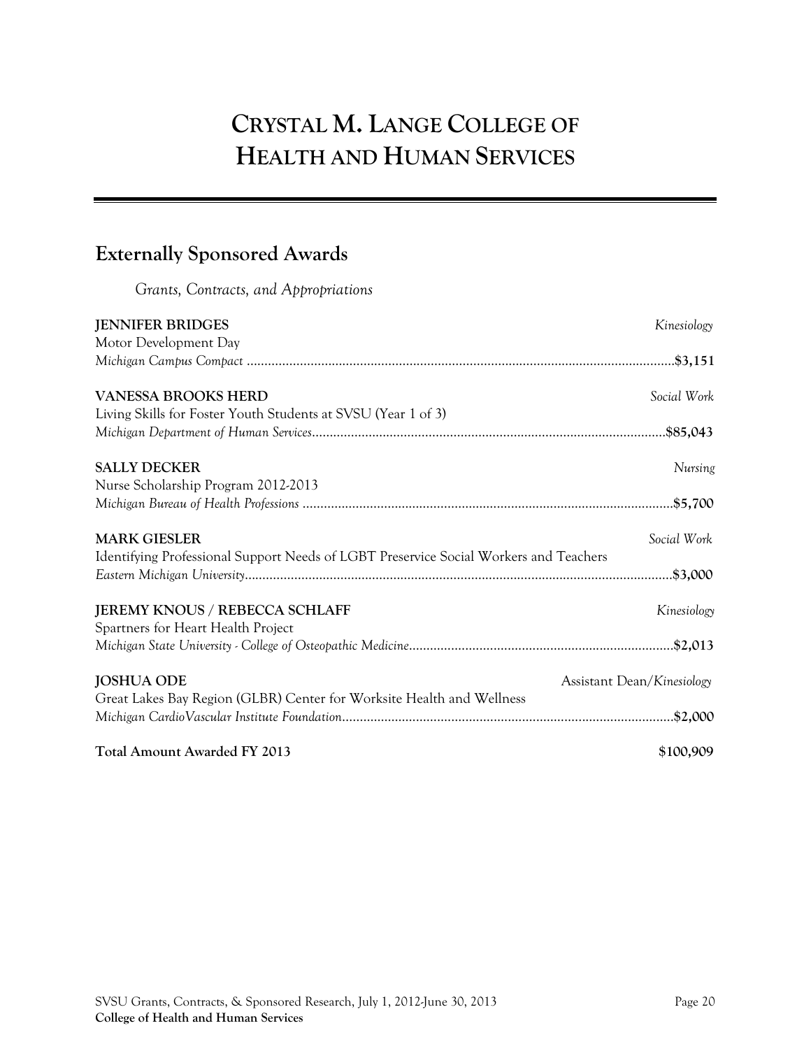# CRYSTAL M. LANGE COLLEGE OF HEALTH AND HUMAN SERVICES

## Externally Sponsored Awards

*Grants, Contracts, and Appropriations*

**JENNIFER BRIDGES** — *Kinesiology*
Motor Development Day
*Michigan Campus Compact* .......... **$3,151**

**VANESSA BROOKS HERD** — *Social Work*
Living Skills for Foster Youth Students at SVSU (Year 1 of 3)
*Michigan Department of Human Services* .......... **$85,043**

**SALLY DECKER** — *Nursing*
Nurse Scholarship Program 2012-2013
*Michigan Bureau of Health Professions* .......... **$5,700**

**MARK GIESLER** — *Social Work*
Identifying Professional Support Needs of LGBT Preservice Social Workers and Teachers
*Eastern Michigan University* .......... **$3,000**

**JEREMY KNOUS / REBECCA SCHLAFF** — *Kinesiology*
Spartners for Heart Health Project
*Michigan State University - College of Osteopathic Medicine* .......... **$2,013**

**JOSHUA ODE** — Assistant Dean/*Kinesiology*
Great Lakes Bay Region (GLBR) Center for Worksite Health and Wellness
*Michigan CardioVascular Institute Foundation* .......... **$2,000**

**Total Amount Awarded FY 2013** — **$100,909**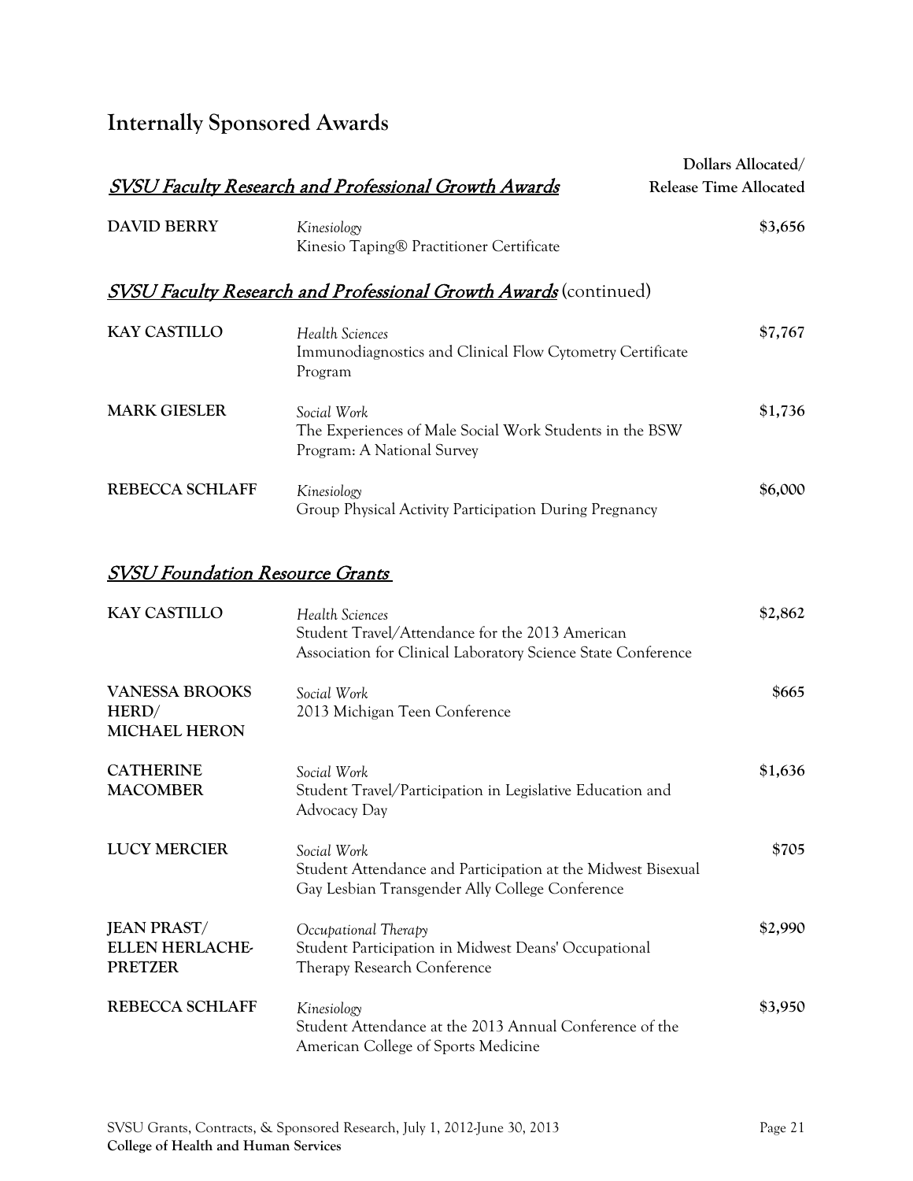## Internally Sponsored Awards

### *SVSU Faculty Research and Professional Growth Awards*

| | | Dollars Allocated/ Release Time Allocated |
|---|---|---|
| **DAVID BERRY** | *Kinesiology*<br>Kinesio Taping® Practitioner Certificate | $3,656 |

### *SVSU Faculty Research and Professional Growth Awards* (continued)

| | | |
|---|---|---|
| **KAY CASTILLO** | *Health Sciences*<br>Immunodiagnostics and Clinical Flow Cytometry Certificate Program | $7,767 |
| **MARK GIESLER** | *Social Work*<br>The Experiences of Male Social Work Students in the BSW Program: A National Survey | $1,736 |
| **REBECCA SCHLAFF** | *Kinesiology*<br>Group Physical Activity Participation During Pregnancy | $6,000 |

### *SVSU Foundation Resource Grants*

| | | |
|---|---|---|
| **KAY CASTILLO** | *Health Sciences*<br>Student Travel/Attendance for the 2013 American Association for Clinical Laboratory Science State Conference | $2,862 |
| **VANESSA BROOKS HERD/ MICHAEL HERON** | *Social Work*<br>2013 Michigan Teen Conference | $665 |
| **CATHERINE MACOMBER** | *Social Work*<br>Student Travel/Participation in Legislative Education and Advocacy Day | $1,636 |
| **LUCY MERCIER** | *Social Work*<br>Student Attendance and Participation at the Midwest Bisexual Gay Lesbian Transgender Ally College Conference | $705 |
| **JEAN PRAST/ ELLEN HERLACHE-PRETZER** | *Occupational Therapy*<br>Student Participation in Midwest Deans' Occupational Therapy Research Conference | $2,990 |
| **REBECCA SCHLAFF** | *Kinesiology*<br>Student Attendance at the 2013 Annual Conference of the American College of Sports Medicine | $3,950 |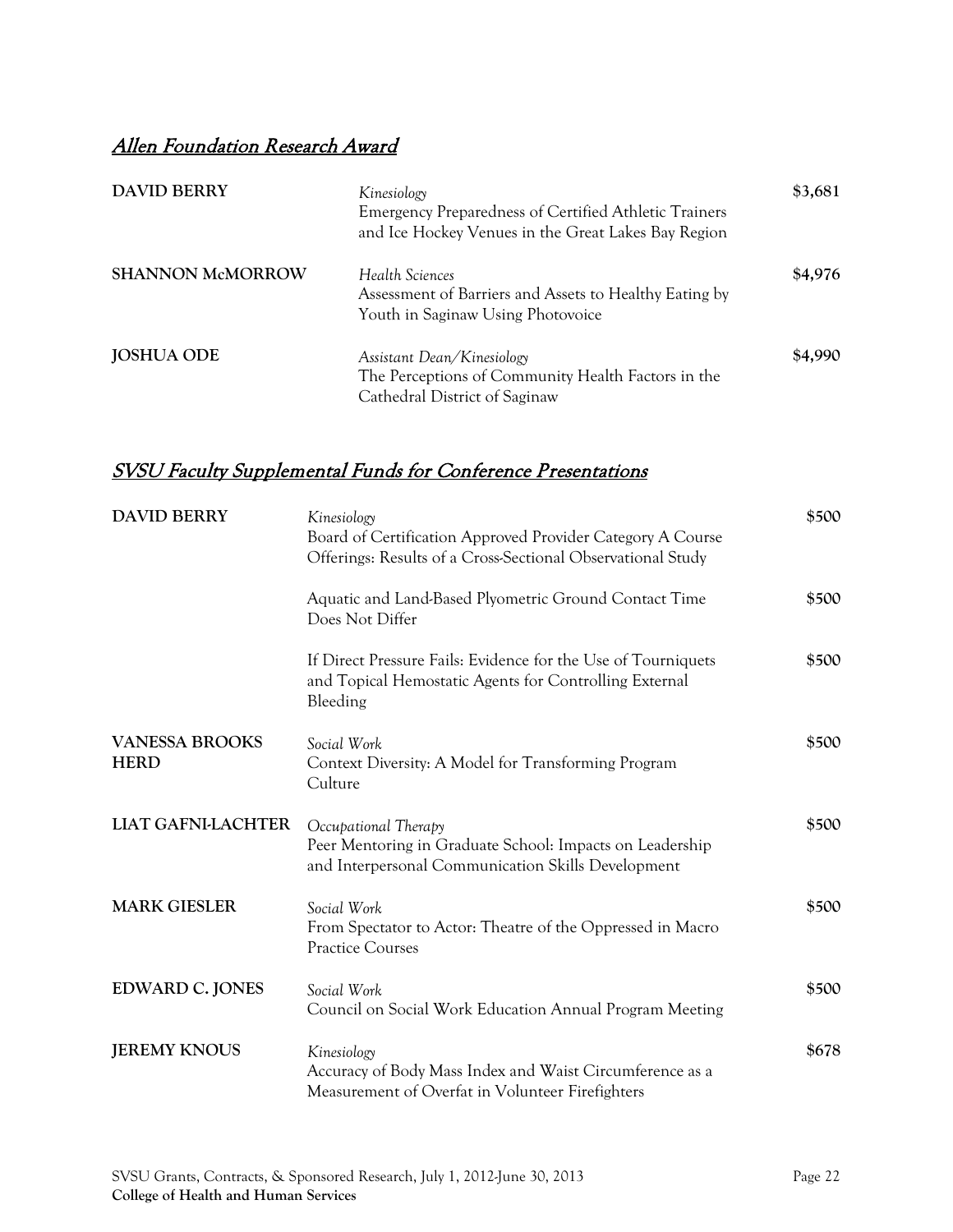## *Allen Foundation Research Award*

| | | |
|---|---|---|
| **DAVID BERRY** | *Kinesiology*<br>Emergency Preparedness of Certified Athletic Trainers and Ice Hockey Venues in the Great Lakes Bay Region | $3,681 |
| **SHANNON McMORROW** | *Health Sciences*<br>Assessment of Barriers and Assets to Healthy Eating by Youth in Saginaw Using Photovoice | $4,976 |
| **JOSHUA ODE** | *Assistant Dean/Kinesiology*<br>The Perceptions of Community Health Factors in the Cathedral District of Saginaw | $4,990 |

## *SVSU Faculty Supplemental Funds for Conference Presentations*

| | | |
|---|---|---|
| **DAVID BERRY** | *Kinesiology*<br>Board of Certification Approved Provider Category A Course Offerings: Results of a Cross-Sectional Observational Study | $500 |
| | Aquatic and Land-Based Plyometric Ground Contact Time Does Not Differ | $500 |
| | If Direct Pressure Fails: Evidence for the Use of Tourniquets and Topical Hemostatic Agents for Controlling External Bleeding | $500 |
| **VANESSA BROOKS HERD** | *Social Work*<br>Context Diversity: A Model for Transforming Program Culture | $500 |
| **LIAT GAFNI-LACHTER** | *Occupational Therapy*<br>Peer Mentoring in Graduate School: Impacts on Leadership and Interpersonal Communication Skills Development | $500 |
| **MARK GIESLER** | *Social Work*<br>From Spectator to Actor: Theatre of the Oppressed in Macro Practice Courses | $500 |
| **EDWARD C. JONES** | *Social Work*<br>Council on Social Work Education Annual Program Meeting | $500 |
| **JEREMY KNOUS** | *Kinesiology*<br>Accuracy of Body Mass Index and Waist Circumference as a Measurement of Overfat in Volunteer Firefighters | $678 |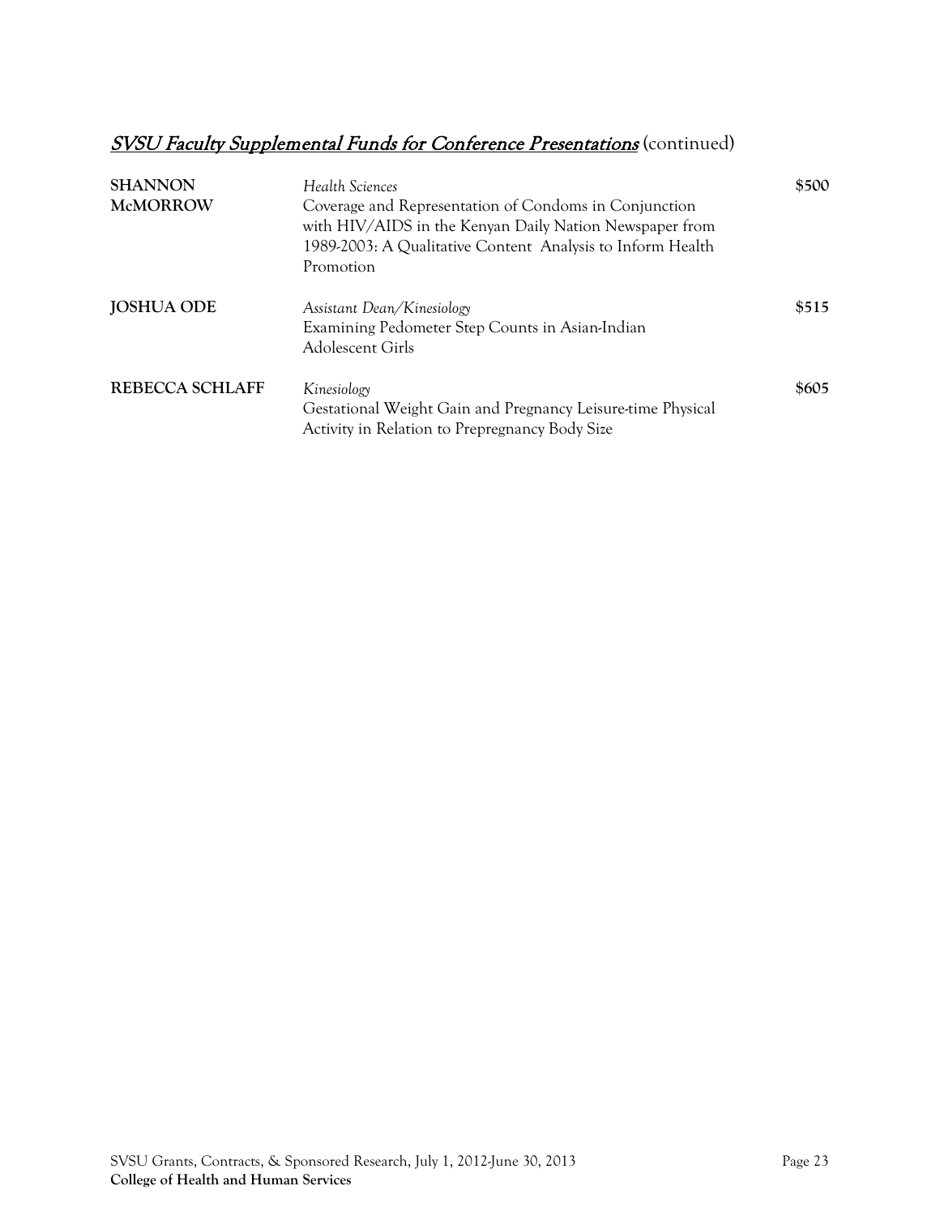## ***SVSU Faculty Supplemental Funds for Conference Presentations*** (continued)

| | | |
|---|---|---|
| **SHANNON McMORROW** | *Health Sciences*<br>Coverage and Representation of Condoms in Conjunction with HIV/AIDS in the Kenyan Daily Nation Newspaper from 1989-2003: A Qualitative Content Analysis to Inform Health Promotion | **$500** |
| **JOSHUA ODE** | *Assistant Dean/Kinesiology*<br>Examining Pedometer Step Counts in Asian-Indian Adolescent Girls | **$515** |
| **REBECCA SCHLAFF** | *Kinesiology*<br>Gestational Weight Gain and Pregnancy Leisure-time Physical Activity in Relation to Prepregnancy Body Size | **$605** |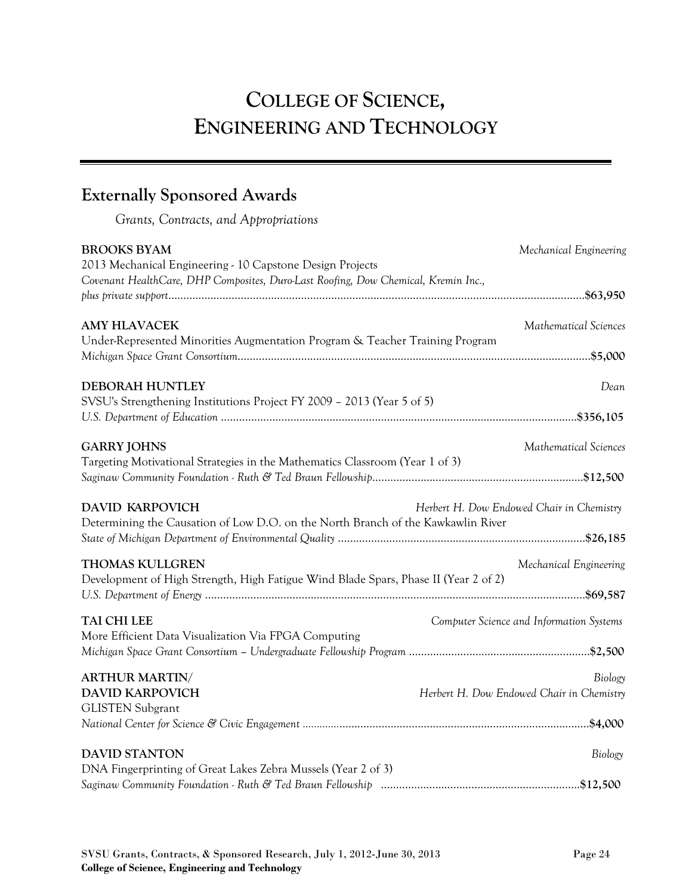# COLLEGE OF SCIENCE, ENGINEERING AND TECHNOLOGY

## Externally Sponsored Awards

*Grants, Contracts, and Appropriations*

**BROOKS BYAM** — *Mechanical Engineering*
2013 Mechanical Engineering - 10 Capstone Design Projects
*Covenant HealthCare, DHP Composites, Duro-Last Roofing, Dow Chemical, Kremin Inc., plus private support*........................................**$63,950**

**AMY HLAVACEK** — *Mathematical Sciences*
Under-Represented Minorities Augmentation Program & Teacher Training Program
*Michigan Space Grant Consortium*........................................**$5,000**

**DEBORAH HUNTLEY** — *Dean*
SVSU's Strengthening Institutions Project FY 2009 – 2013 (Year 5 of 5)
*U.S. Department of Education*........................................**$356,105**

**GARRY JOHNS** — *Mathematical Sciences*
Targeting Motivational Strategies in the Mathematics Classroom (Year 1 of 3)
*Saginaw Community Foundation - Ruth & Ted Braun Fellowship*........................................**$12,500**

**DAVID KARPOVICH** — *Herbert H. Dow Endowed Chair in Chemistry*
Determining the Causation of Low D.O. on the North Branch of the Kawkawlin River
*State of Michigan Department of Environmental Quality*........................................**$26,185**

**THOMAS KULLGREN** — *Mechanical Engineering*
Development of High Strength, High Fatigue Wind Blade Spars, Phase II (Year 2 of 2)
*U.S. Department of Energy*........................................**$69,587**

**TAI CHI LEE** — *Computer Science and Information Systems*
More Efficient Data Visualization Via FPGA Computing
*Michigan Space Grant Consortium – Undergraduate Fellowship Program*........................................**$2,500**

**ARTHUR MARTIN/** — *Biology*
**DAVID KARPOVICH** — *Herbert H. Dow Endowed Chair in Chemistry*
GLISTEN Subgrant
*National Center for Science & Civic Engagement*........................................**$4,000**

**DAVID STANTON** — *Biology*
DNA Fingerprinting of Great Lakes Zebra Mussels (Year 2 of 3)
*Saginaw Community Foundation - Ruth & Ted Braun Fellowship*........................................**$12,500**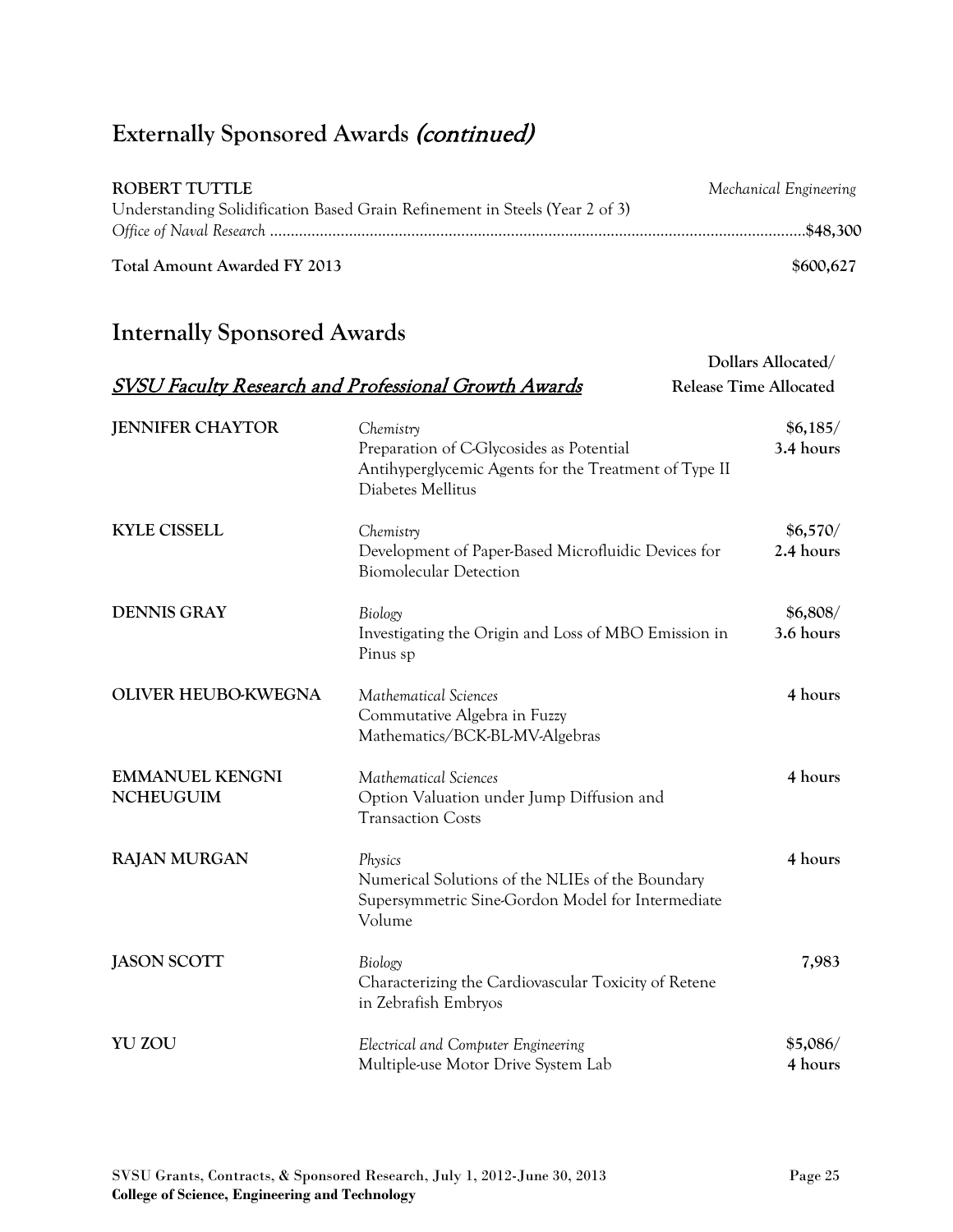## Externally Sponsored Awards *(continued)*

**ROBERT TUTTLE** — *Mechanical Engineering*
Understanding Solidification Based Grain Refinement in Steels (Year 2 of 3)
*Office of Naval Research* .......... $48,300

**Total Amount Awarded FY 2013** — **$600,627**

## Internally Sponsored Awards

### *SVSU Faculty Research and Professional Growth Awards*

| Name | Department / Project | Dollars Allocated/ Release Time Allocated |
|---|---|---|
| **JENNIFER CHAYTOR** | *Chemistry*<br>Preparation of C-Glycosides as Potential Antihyperglycemic Agents for the Treatment of Type II Diabetes Mellitus | **$6,185/ 3.4 hours** |
| **KYLE CISSELL** | *Chemistry*<br>Development of Paper-Based Microfluidic Devices for Biomolecular Detection | **$6,570/ 2.4 hours** |
| **DENNIS GRAY** | *Biology*<br>Investigating the Origin and Loss of MBO Emission in Pinus sp | **$6,808/ 3.6 hours** |
| **OLIVER HEUBO-KWEGNA** | *Mathematical Sciences*<br>Commutative Algebra in Fuzzy Mathematics/BCK-BL-MV-Algebras | **4 hours** |
| **EMMANUEL KENGNI NCHEUGUIM** | *Mathematical Sciences*<br>Option Valuation under Jump Diffusion and Transaction Costs | **4 hours** |
| **RAJAN MURGAN** | *Physics*<br>Numerical Solutions of the NLIEs of the Boundary Supersymmetric Sine-Gordon Model for Intermediate Volume | **4 hours** |
| **JASON SCOTT** | *Biology*<br>Characterizing the Cardiovascular Toxicity of Retene in Zebrafish Embryos | **7,983** |
| **YU ZOU** | *Electrical and Computer Engineering*<br>Multiple-use Motor Drive System Lab | **$5,086/ 4 hours** |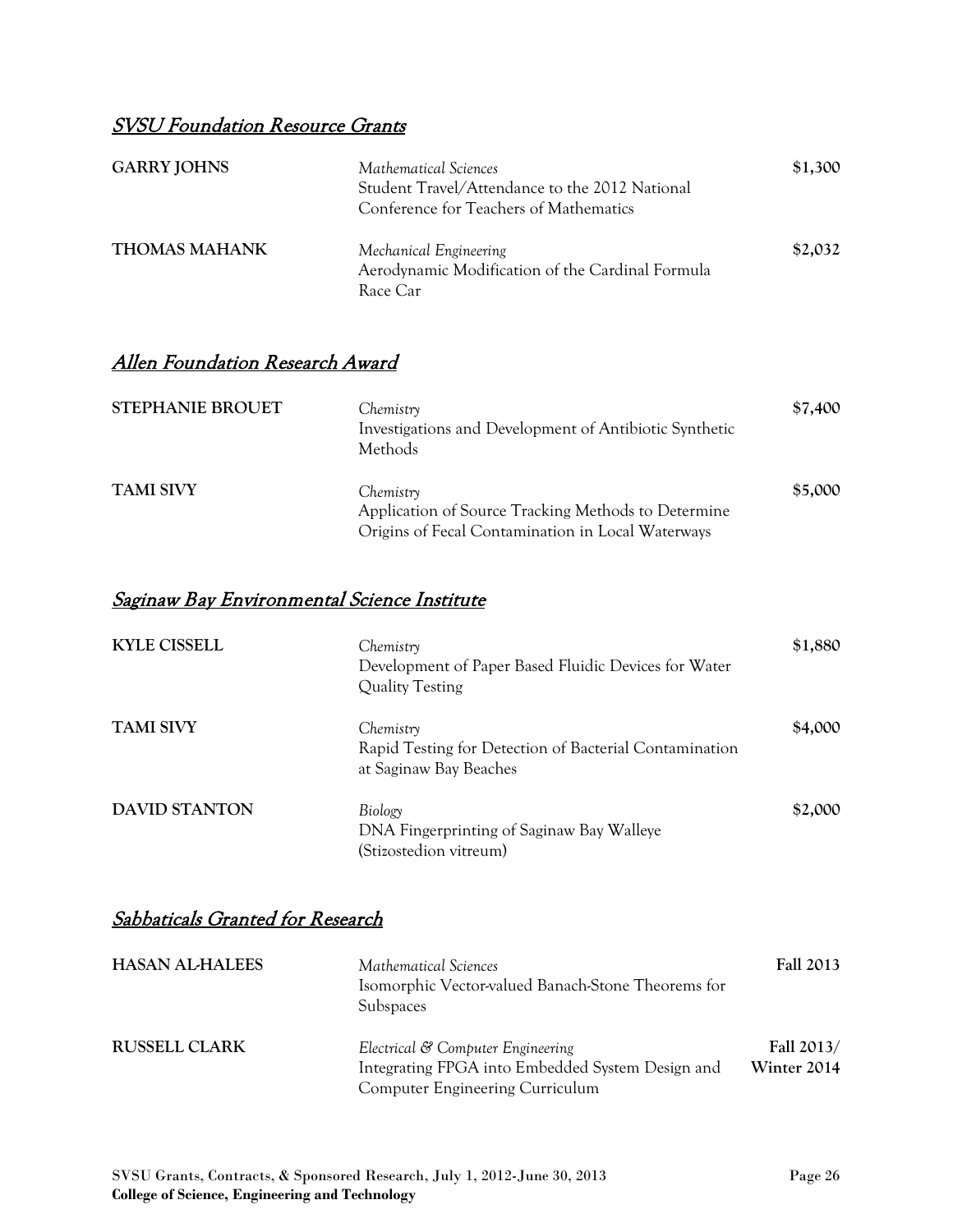## SVSU Foundation Resource Grants

| | | |
|---|---|---|
| **GARRY JOHNS** | *Mathematical Sciences*<br>Student Travel/Attendance to the 2012 National Conference for Teachers of Mathematics | $1,300 |
| **THOMAS MAHANK** | *Mechanical Engineering*<br>Aerodynamic Modification of the Cardinal Formula Race Car | $2,032 |

## Allen Foundation Research Award

| | | |
|---|---|---|
| **STEPHANIE BROUET** | *Chemistry*<br>Investigations and Development of Antibiotic Synthetic Methods | $7,400 |
| **TAMI SIVY** | *Chemistry*<br>Application of Source Tracking Methods to Determine Origins of Fecal Contamination in Local Waterways | $5,000 |

## Saginaw Bay Environmental Science Institute

| | | |
|---|---|---|
| **KYLE CISSELL** | *Chemistry*<br>Development of Paper Based Fluidic Devices for Water Quality Testing | $1,880 |
| **TAMI SIVY** | *Chemistry*<br>Rapid Testing for Detection of Bacterial Contamination at Saginaw Bay Beaches | $4,000 |
| **DAVID STANTON** | *Biology*<br>DNA Fingerprinting of Saginaw Bay Walleye (Stizostedion vitreum) | $2,000 |

## Sabbaticals Granted for Research

| | | |
|---|---|---|
| **HASAN AL-HALEES** | *Mathematical Sciences*<br>Isomorphic Vector-valued Banach-Stone Theorems for Subspaces | **Fall 2013** |
| **RUSSELL CLARK** | *Electrical & Computer Engineering*<br>Integrating FPGA into Embedded System Design and Computer Engineering Curriculum | **Fall 2013/ Winter 2014** |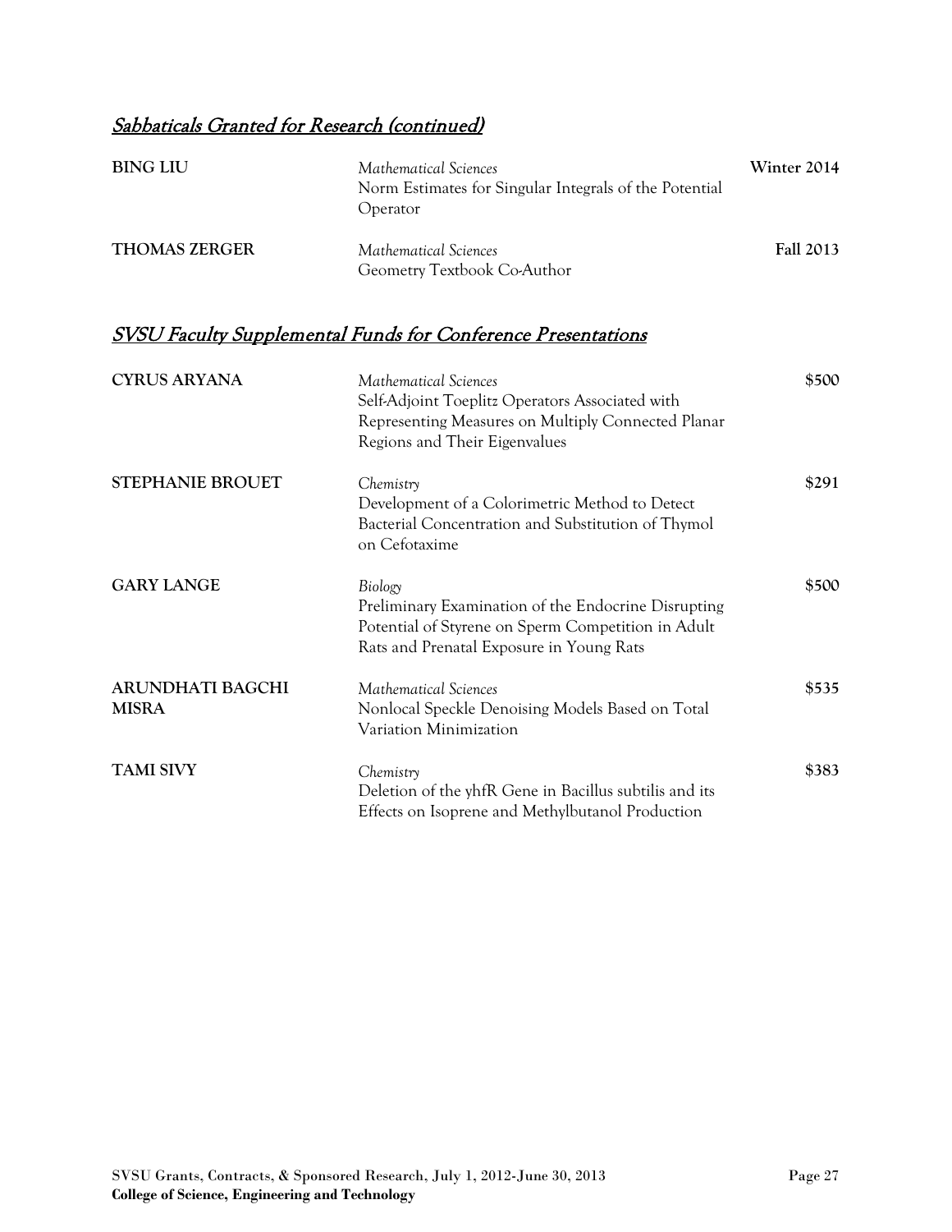## *Sabbaticals Granted for Research (continued)*

**BING LIU** — *Mathematical Sciences* — **Winter 2014**
Norm Estimates for Singular Integrals of the Potential Operator

**THOMAS ZERGER** — *Mathematical Sciences* — **Fall 2013**
Geometry Textbook Co-Author

## *SVSU Faculty Supplemental Funds for Conference Presentations*

**CYRUS ARYANA** — *Mathematical Sciences* — **$500**
Self-Adjoint Toeplitz Operators Associated with Representing Measures on Multiply Connected Planar Regions and Their Eigenvalues

**STEPHANIE BROUET** — *Chemistry* — **$291**
Development of a Colorimetric Method to Detect Bacterial Concentration and Substitution of Thymol on Cefotaxime

**GARY LANGE** — *Biology* — **$500**
Preliminary Examination of the Endocrine Disrupting Potential of Styrene on Sperm Competition in Adult Rats and Prenatal Exposure in Young Rats

**ARUNDHATI BAGCHI MISRA** — *Mathematical Sciences* — **$535**
Nonlocal Speckle Denoising Models Based on Total Variation Minimization

**TAMI SIVY** — *Chemistry* — **$383**
Deletion of the yhfR Gene in Bacillus subtilis and its Effects on Isoprene and Methylbutanol Production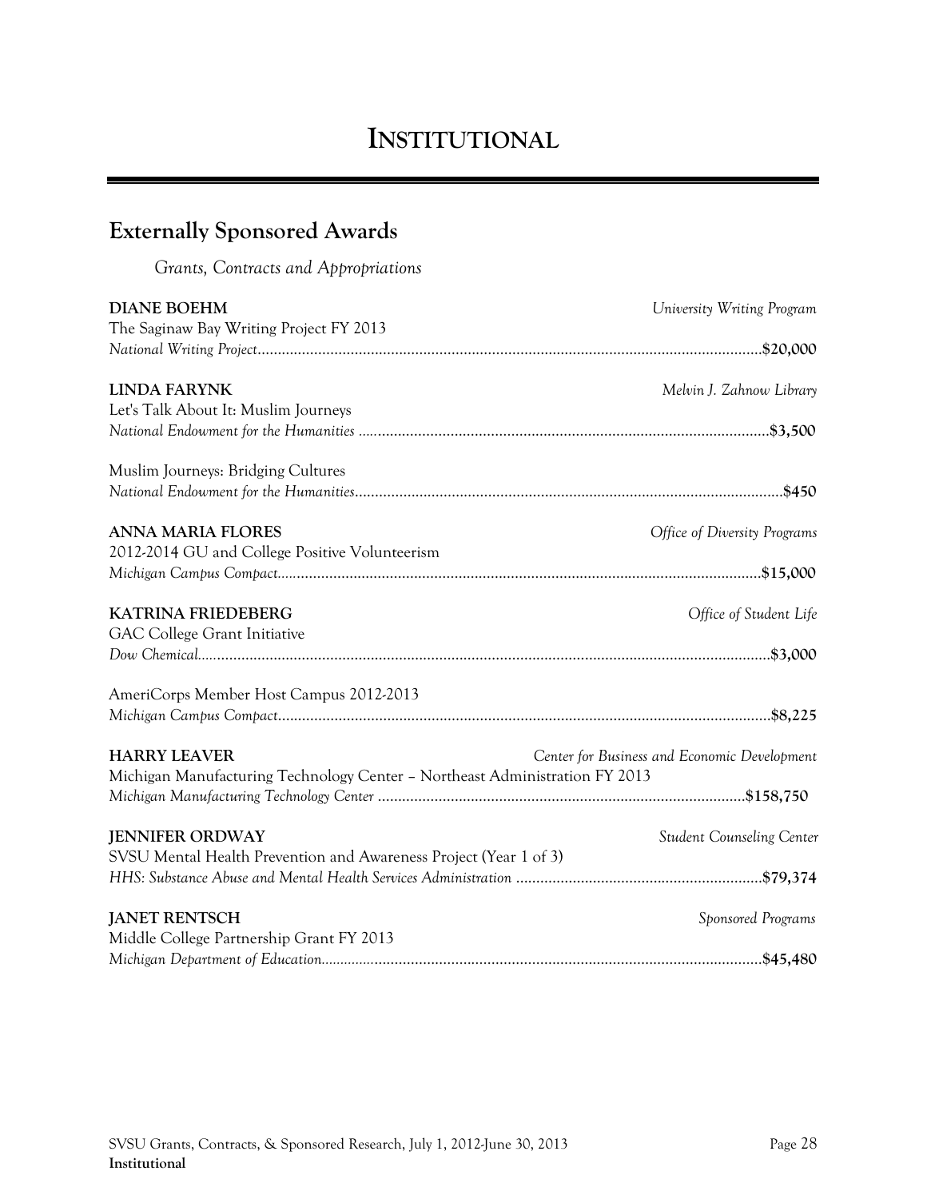# INSTITUTIONAL

## Externally Sponsored Awards

*Grants, Contracts and Appropriations*

**DIANE BOEHM** — *University Writing Program*
The Saginaw Bay Writing Project FY 2013
*National Writing Project*............ **$20,000**

**LINDA FARYNK** — *Melvin J. Zahnow Library*
Let's Talk About It: Muslim Journeys
*National Endowment for the Humanities*............ **$3,500**

Muslim Journeys: Bridging Cultures
*National Endowment for the Humanities*............ **$450**

**ANNA MARIA FLORES** — *Office of Diversity Programs*
2012-2014 GU and College Positive Volunteerism
*Michigan Campus Compact*............ **$15,000**

**KATRINA FRIEDEBERG** — *Office of Student Life*
GAC College Grant Initiative
*Dow Chemical*............ **$3,000**

AmeriCorps Member Host Campus 2012-2013
*Michigan Campus Compact*............ **$8,225**

**HARRY LEAVER** — *Center for Business and Economic Development*
Michigan Manufacturing Technology Center – Northeast Administration FY 2013
*Michigan Manufacturing Technology Center*............ **$158,750**

**JENNIFER ORDWAY** — *Student Counseling Center*
SVSU Mental Health Prevention and Awareness Project (Year 1 of 3)
*HHS: Substance Abuse and Mental Health Services Administration*............ **$79,374**

**JANET RENTSCH** — *Sponsored Programs*
Middle College Partnership Grant FY 2013
*Michigan Department of Education*............ **$45,480**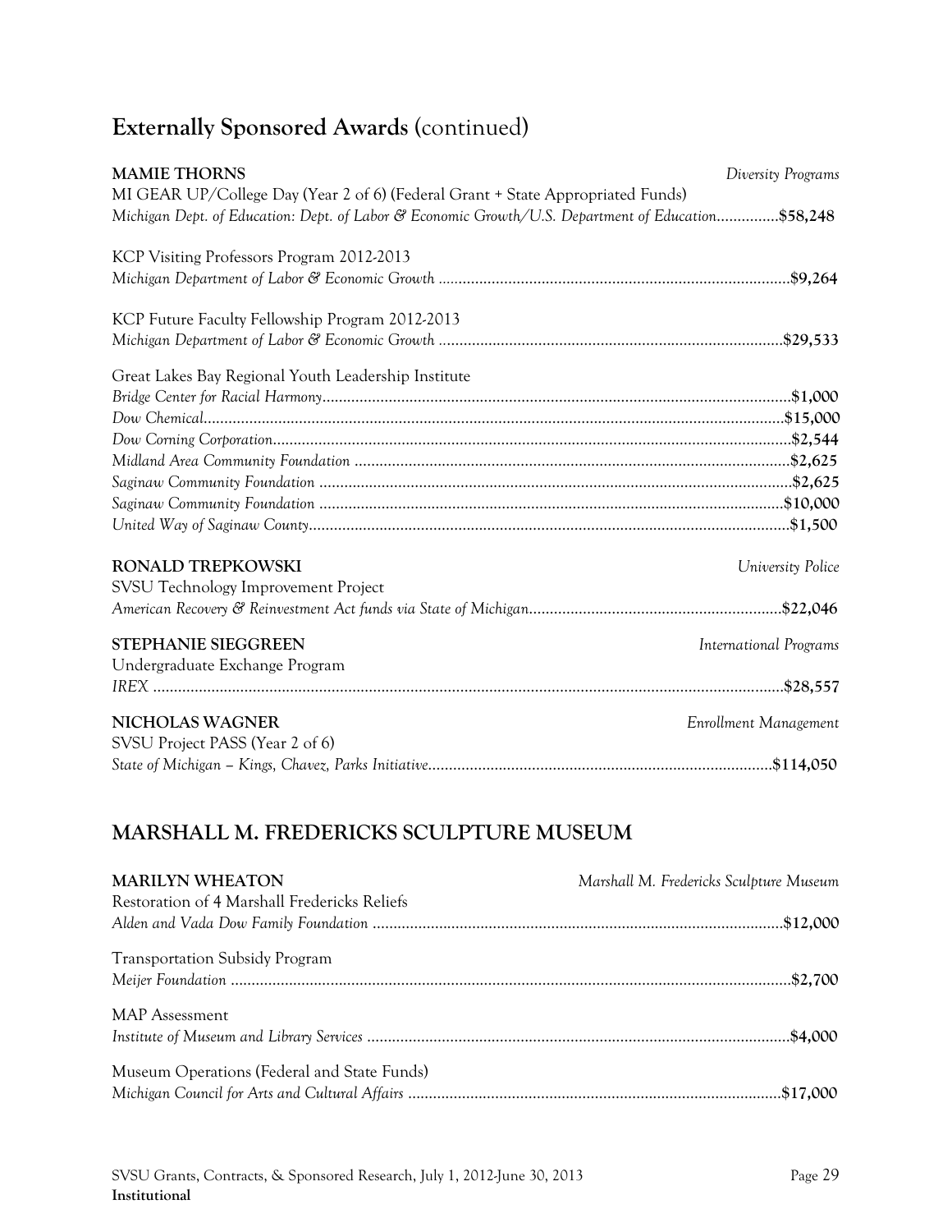## Externally Sponsored Awards (continued)

**MAMIE THORNS** — *Diversity Programs*

MI GEAR UP/College Day (Year 2 of 6) (Federal Grant + State Appropriated Funds)
*Michigan Dept. of Education: Dept. of Labor & Economic Growth/U.S. Department of Education*...............**$58,248**

KCP Visiting Professors Program 2012-2013
*Michigan Department of Labor & Economic Growth*...............**$9,264**

KCP Future Faculty Fellowship Program 2012-2013
*Michigan Department of Labor & Economic Growth*...............**$29,533**

Great Lakes Bay Regional Youth Leadership Institute
*Bridge Center for Racial Harmony*...............**$1,000**
*Dow Chemical*...............**$15,000**
*Dow Corning Corporation*...............**$2,544**
*Midland Area Community Foundation*...............**$2,625**
*Saginaw Community Foundation*...............**$2,625**
*Saginaw Community Foundation*...............**$10,000**
*United Way of Saginaw County*...............**$1,500**

**RONALD TREPKOWSKI** — *University Police*

SVSU Technology Improvement Project
*American Recovery & Reinvestment Act funds via State of Michigan*...............**$22,046**

**STEPHANIE SIEGGREEN** — *International Programs*

Undergraduate Exchange Program
*IREX*...............**$28,557**

**NICHOLAS WAGNER** — *Enrollment Management*

SVSU Project PASS (Year 2 of 6)
*State of Michigan – Kings, Chavez, Parks Initiative*...............**$114,050**

## MARSHALL M. FREDERICKS SCULPTURE MUSEUM

**MARILYN WHEATON** — *Marshall M. Fredericks Sculpture Museum*

Restoration of 4 Marshall Fredericks Reliefs
*Alden and Vada Dow Family Foundation*...............**$12,000**

Transportation Subsidy Program
*Meijer Foundation*...............**$2,700**

MAP Assessment
*Institute of Museum and Library Services*...............**$4,000**

Museum Operations (Federal and State Funds)
*Michigan Council for Arts and Cultural Affairs*...............**$17,000**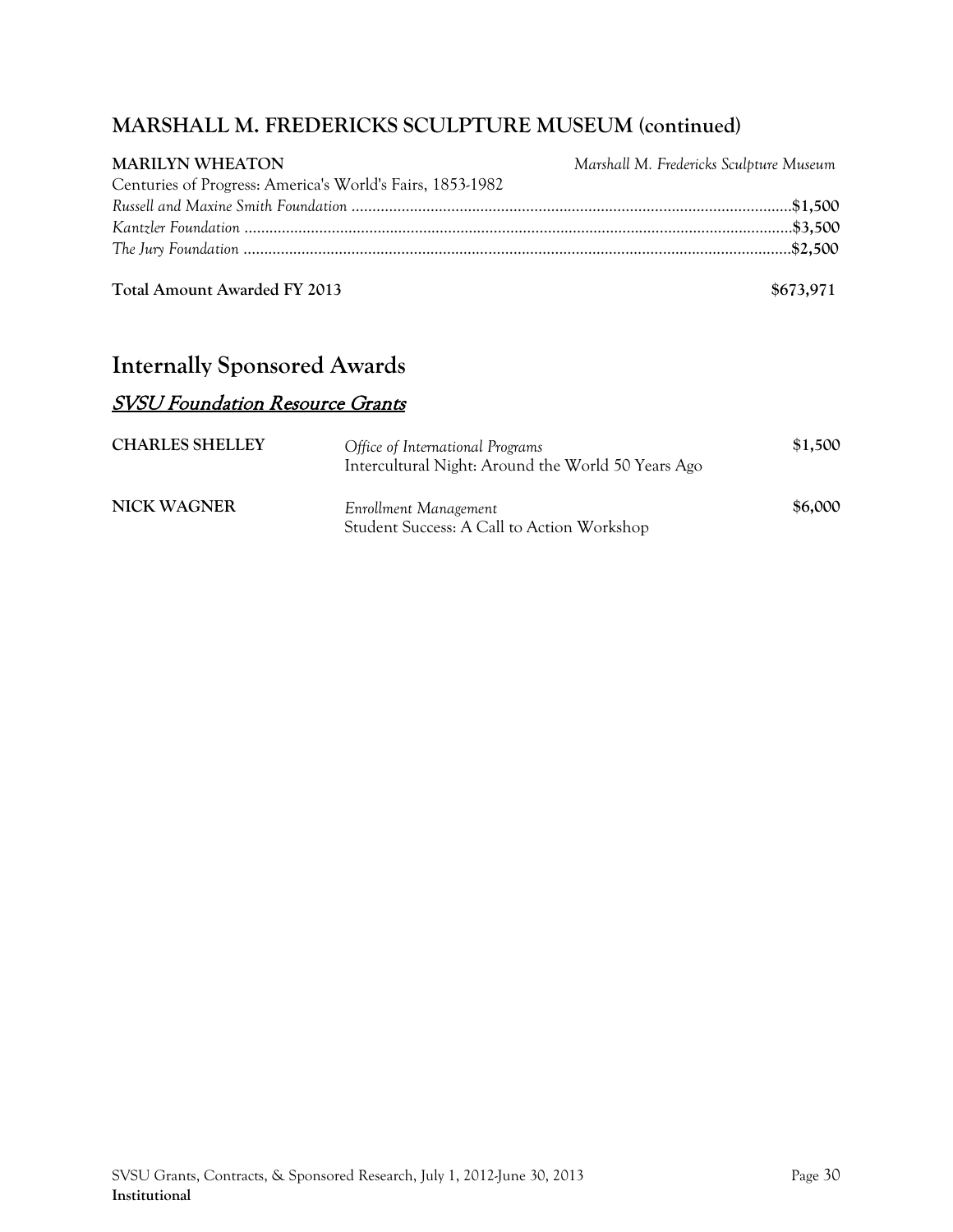## MARSHALL M. FREDERICKS SCULPTURE MUSEUM (continued)

**MARILYN WHEATON** — *Marshall M. Fredericks Sculpture Museum*

Centuries of Progress: America's World's Fairs, 1853-1982

*Russell and Maxine Smith Foundation* ........................................ **$1,500**

*Kantzler Foundation* ........................................ **$3,500**

*The Jury Foundation* ........................................ **$2,500**

**Total Amount Awarded FY 2013** **$673,971**

# Internally Sponsored Awards

## *SVSU Foundation Resource Grants*

**CHARLES SHELLEY** — *Office of International Programs* — **$1,500**
Intercultural Night: Around the World 50 Years Ago

**NICK WAGNER** — *Enrollment Management* — **$6,000**
Student Success: A Call to Action Workshop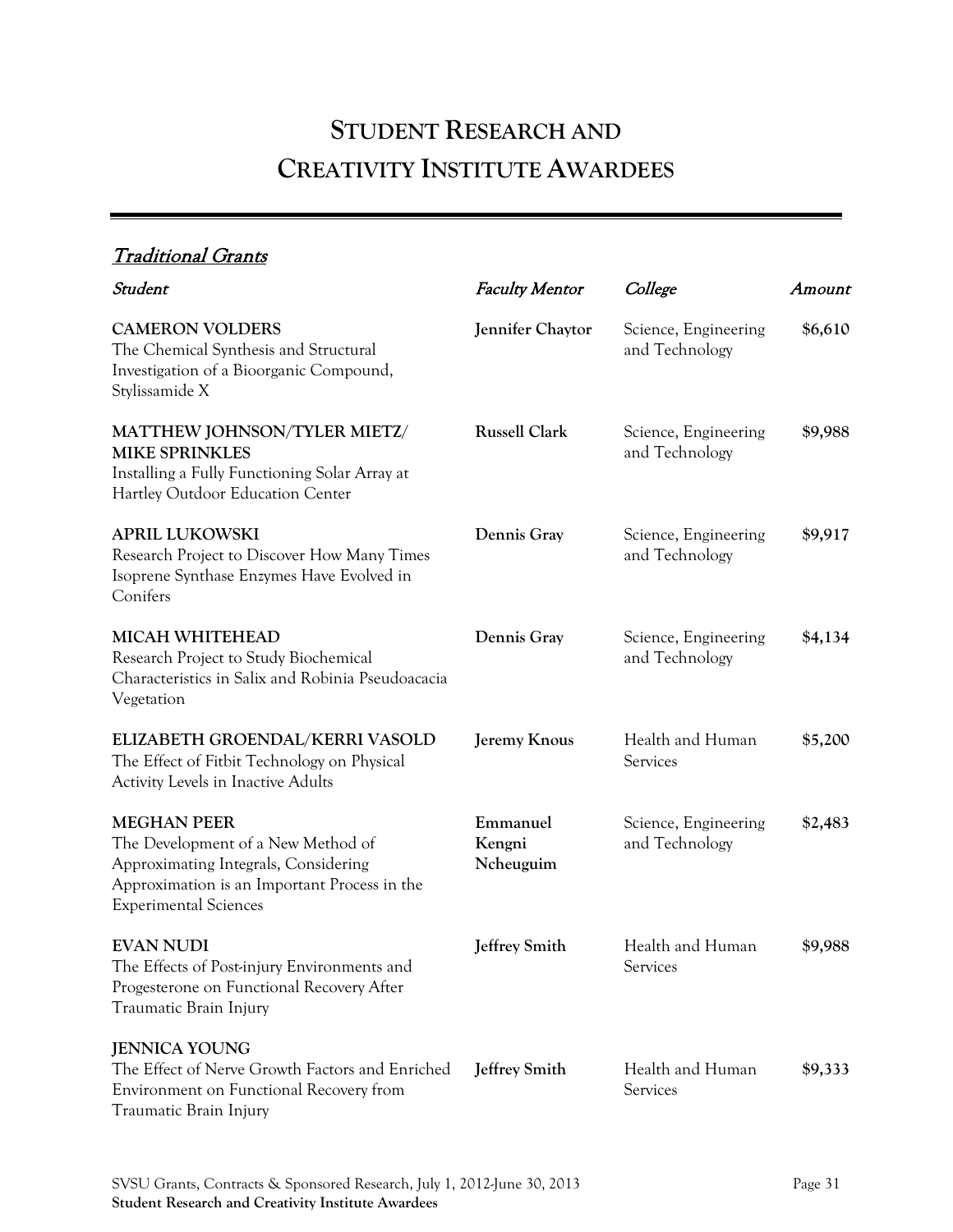# STUDENT RESEARCH AND CREATIVITY INSTITUTE AWARDEES

## *Traditional Grants*

| *Student* | *Faculty Mentor* | *College* | *Amount* |
|---|---|---|---|
| **CAMERON VOLDERS** The Chemical Synthesis and Structural Investigation of a Bioorganic Compound, Stylissamide X | **Jennifer Chaytor** | Science, Engineering and Technology | **$6,610** |
| **MATTHEW JOHNSON/TYLER MIETZ/ MIKE SPRINKLES** Installing a Fully Functioning Solar Array at Hartley Outdoor Education Center | **Russell Clark** | Science, Engineering and Technology | **$9,988** |
| **APRIL LUKOWSKI** Research Project to Discover How Many Times Isoprene Synthase Enzymes Have Evolved in Conifers | **Dennis Gray** | Science, Engineering and Technology | **$9,917** |
| **MICAH WHITEHEAD** Research Project to Study Biochemical Characteristics in Salix and Robinia Pseudoacacia Vegetation | **Dennis Gray** | Science, Engineering and Technology | **$4,134** |
| **ELIZABETH GROENDAL/KERRI VASOLD** The Effect of Fitbit Technology on Physical Activity Levels in Inactive Adults | **Jeremy Knous** | Health and Human Services | **$5,200** |
| **MEGHAN PEER** The Development of a New Method of Approximating Integrals, Considering Approximation is an Important Process in the Experimental Sciences | **Emmanuel Kengni Ncheuguim** | Science, Engineering and Technology | **$2,483** |
| **EVAN NUDI** The Effects of Post-injury Environments and Progesterone on Functional Recovery After Traumatic Brain Injury | **Jeffrey Smith** | Health and Human Services | **$9,988** |
| **JENNICA YOUNG** The Effect of Nerve Growth Factors and Enriched Environment on Functional Recovery from Traumatic Brain Injury | **Jeffrey Smith** | Health and Human Services | **$9,333** |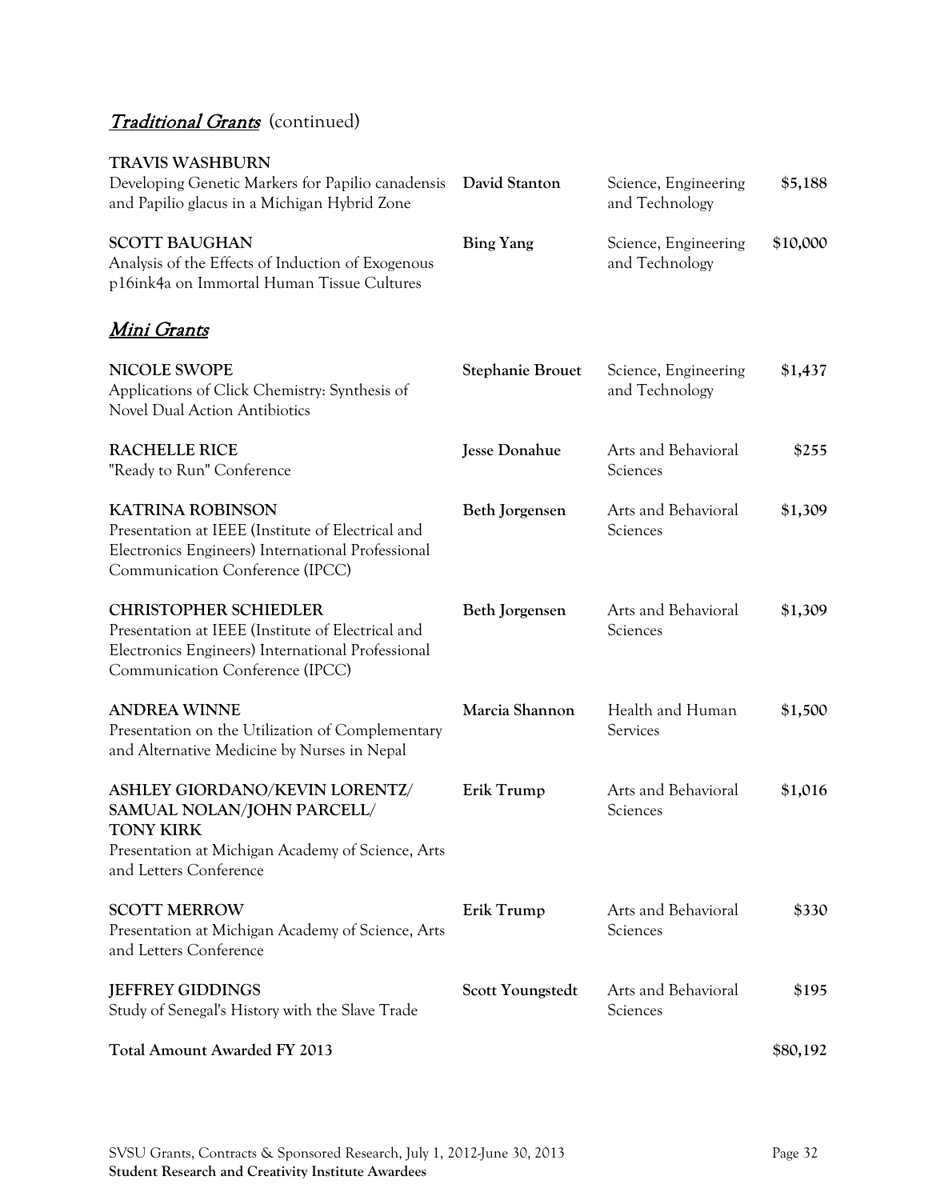## *Traditional Grants* (continued)

| | | | |
|---|---|---|---|
| **TRAVIS WASHBURN**<br>Developing Genetic Markers for Papilio canadensis and Papilio glacus in a Michigan Hybrid Zone | **David Stanton** | Science, Engineering and Technology | **$5,188** |
| **SCOTT BAUGHAN**<br>Analysis of the Effects of Induction of Exogenous p16ink4a on Immortal Human Tissue Cultures | **Bing Yang** | Science, Engineering and Technology | **$10,000** |

## *Mini Grants*

| | | | |
|---|---|---|---|
| **NICOLE SWOPE**<br>Applications of Click Chemistry: Synthesis of Novel Dual Action Antibiotics | **Stephanie Brouet** | Science, Engineering and Technology | **$1,437** |
| **RACHELLE RICE**<br>"Ready to Run" Conference | **Jesse Donahue** | Arts and Behavioral Sciences | **$255** |
| **KATRINA ROBINSON**<br>Presentation at IEEE (Institute of Electrical and Electronics Engineers) International Professional Communication Conference (IPCC) | **Beth Jorgensen** | Arts and Behavioral Sciences | **$1,309** |
| **CHRISTOPHER SCHIEDLER**<br>Presentation at IEEE (Institute of Electrical and Electronics Engineers) International Professional Communication Conference (IPCC) | **Beth Jorgensen** | Arts and Behavioral Sciences | **$1,309** |
| **ANDREA WINNE**<br>Presentation on the Utilization of Complementary and Alternative Medicine by Nurses in Nepal | **Marcia Shannon** | Health and Human Services | **$1,500** |
| **ASHLEY GIORDANO/KEVIN LORENTZ/ SAMUAL NOLAN/JOHN PARCELL/ TONY KIRK**<br>Presentation at Michigan Academy of Science, Arts and Letters Conference | **Erik Trump** | Arts and Behavioral Sciences | **$1,016** |
| **SCOTT MERROW**<br>Presentation at Michigan Academy of Science, Arts and Letters Conference | **Erik Trump** | Arts and Behavioral Sciences | **$330** |
| **JEFFREY GIDDINGS**<br>Study of Senegal's History with the Slave Trade | **Scott Youngstedt** | Arts and Behavioral Sciences | **$195** |
| **Total Amount Awarded FY 2013** | | | **$80,192** |

SVSU Grants, Contracts & Sponsored Research, July 1, 2012-June 30, 2013
**Student Research and Creativity Institute Awardees**